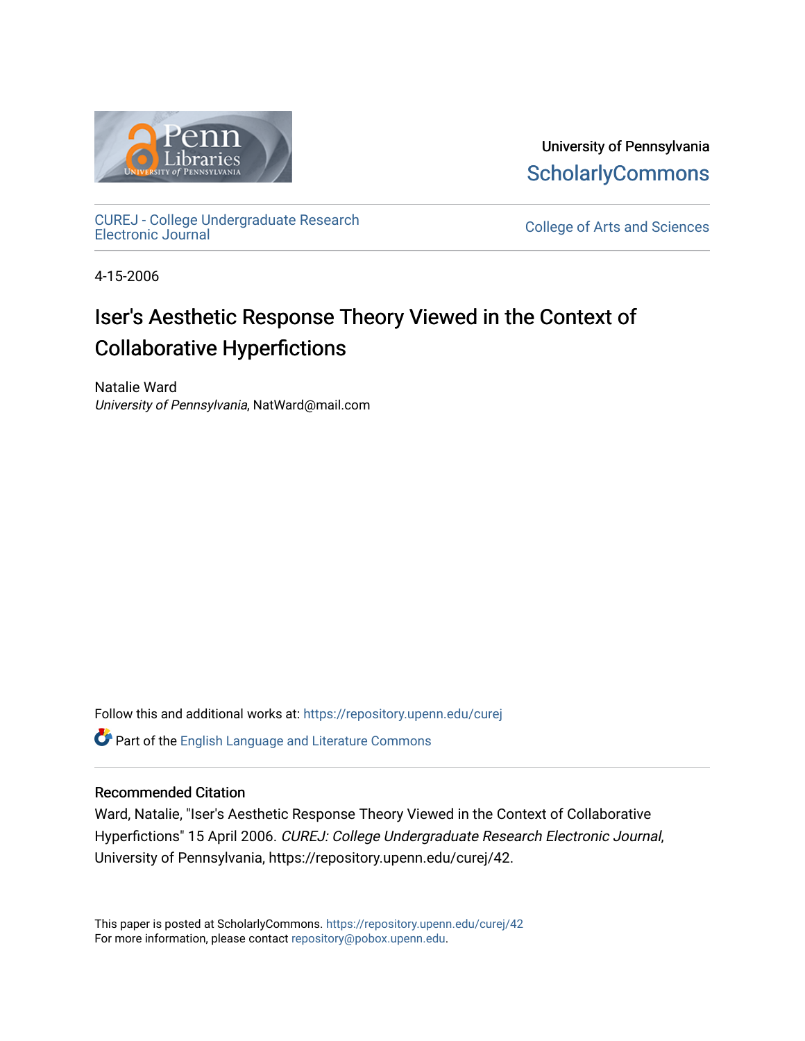University of Pennsylvania
ScholarlyCommons

CUREJ - College Undergraduate Research Electronic Journal

College of Arts and Sciences

4-15-2006

# Iser's Aesthetic Response Theory Viewed in the Context of Collaborative Hyperfictions

Natalie Ward
*University of Pennsylvania*, NatWard@mail.com

Follow this and additional works at: https://repository.upenn.edu/curej

Part of the English Language and Literature Commons

## Recommended Citation

Ward, Natalie, "Iser's Aesthetic Response Theory Viewed in the Context of Collaborative Hyperfictions" 15 April 2006. *CUREJ: College Undergraduate Research Electronic Journal*, University of Pennsylvania, https://repository.upenn.edu/curej/42.

This paper is posted at ScholarlyCommons. https://repository.upenn.edu/curej/42
For more information, please contact repository@pobox.upenn.edu.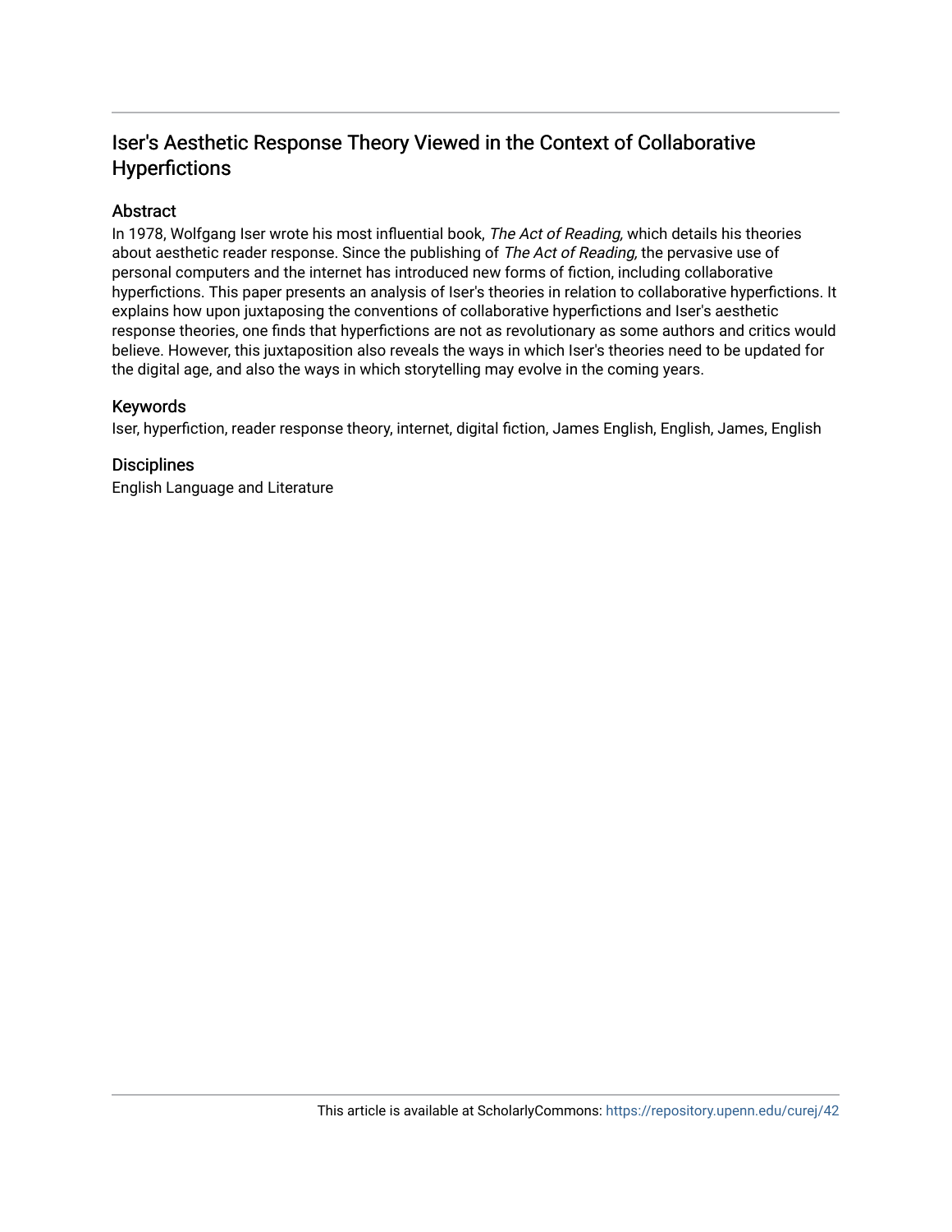# Iser's Aesthetic Response Theory Viewed in the Context of Collaborative Hyperfictions

## Abstract

In 1978, Wolfgang Iser wrote his most influential book, *The Act of Reading,* which details his theories about aesthetic reader response. Since the publishing of *The Act of Reading,* the pervasive use of personal computers and the internet has introduced new forms of fiction, including collaborative hyperfictions. This paper presents an analysis of Iser's theories in relation to collaborative hyperfictions. It explains how upon juxtaposing the conventions of collaborative hyperfictions and Iser's aesthetic response theories, one finds that hyperfictions are not as revolutionary as some authors and critics would believe. However, this juxtaposition also reveals the ways in which Iser's theories need to be updated for the digital age, and also the ways in which storytelling may evolve in the coming years.

## Keywords

Iser, hyperfiction, reader response theory, internet, digital fiction, James English, English, James, English

## Disciplines

English Language and Literature

This article is available at ScholarlyCommons: https://repository.upenn.edu/curej/42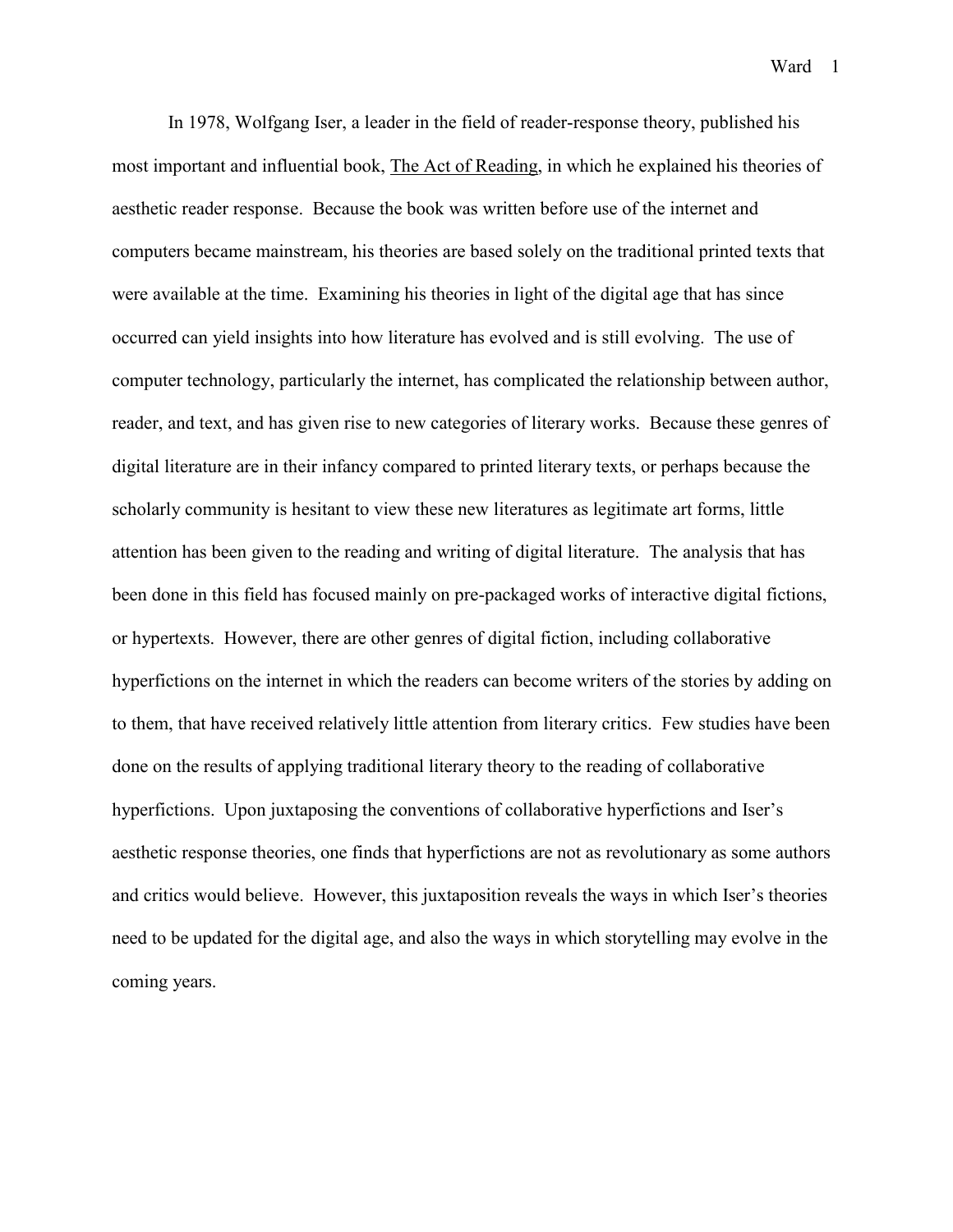In 1978, Wolfgang Iser, a leader in the field of reader-response theory, published his most important and influential book, <u>The Act of Reading</u>, in which he explained his theories of aesthetic reader response. Because the book was written before use of the internet and computers became mainstream, his theories are based solely on the traditional printed texts that were available at the time. Examining his theories in light of the digital age that has since occurred can yield insights into how literature has evolved and is still evolving. The use of computer technology, particularly the internet, has complicated the relationship between author, reader, and text, and has given rise to new categories of literary works. Because these genres of digital literature are in their infancy compared to printed literary texts, or perhaps because the scholarly community is hesitant to view these new literatures as legitimate art forms, little attention has been given to the reading and writing of digital literature. The analysis that has been done in this field has focused mainly on pre-packaged works of interactive digital fictions, or hypertexts. However, there are other genres of digital fiction, including collaborative hyperfictions on the internet in which the readers can become writers of the stories by adding on to them, that have received relatively little attention from literary critics. Few studies have been done on the results of applying traditional literary theory to the reading of collaborative hyperfictions. Upon juxtaposing the conventions of collaborative hyperfictions and Iser's aesthetic response theories, one finds that hyperfictions are not as revolutionary as some authors and critics would believe. However, this juxtaposition reveals the ways in which Iser's theories need to be updated for the digital age, and also the ways in which storytelling may evolve in the coming years.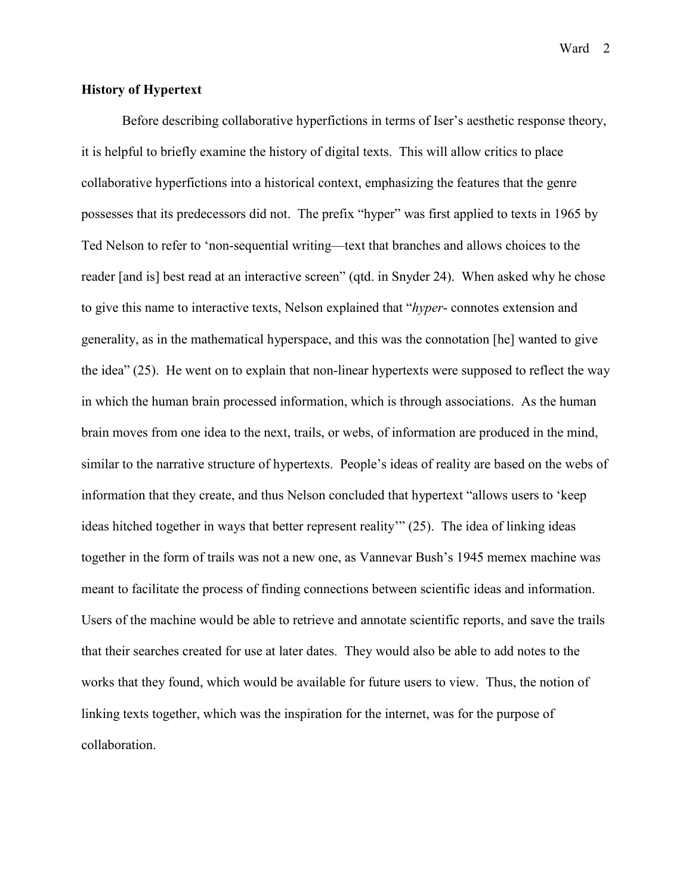## History of Hypertext

Before describing collaborative hyperfictions in terms of Iser's aesthetic response theory, it is helpful to briefly examine the history of digital texts. This will allow critics to place collaborative hyperfictions into a historical context, emphasizing the features that the genre possesses that its predecessors did not. The prefix "hyper" was first applied to texts in 1965 by Ted Nelson to refer to 'non-sequential writing—text that branches and allows choices to the reader [and is] best read at an interactive screen" (qtd. in Snyder 24). When asked why he chose to give this name to interactive texts, Nelson explained that "*hyper*- connotes extension and generality, as in the mathematical hyperspace, and this was the connotation [he] wanted to give the idea" (25). He went on to explain that non-linear hypertexts were supposed to reflect the way in which the human brain processed information, which is through associations. As the human brain moves from one idea to the next, trails, or webs, of information are produced in the mind, similar to the narrative structure of hypertexts. People's ideas of reality are based on the webs of information that they create, and thus Nelson concluded that hypertext "allows users to 'keep ideas hitched together in ways that better represent reality'" (25). The idea of linking ideas together in the form of trails was not a new one, as Vannevar Bush's 1945 memex machine was meant to facilitate the process of finding connections between scientific ideas and information. Users of the machine would be able to retrieve and annotate scientific reports, and save the trails that their searches created for use at later dates. They would also be able to add notes to the works that they found, which would be available for future users to view. Thus, the notion of linking texts together, which was the inspiration for the internet, was for the purpose of collaboration.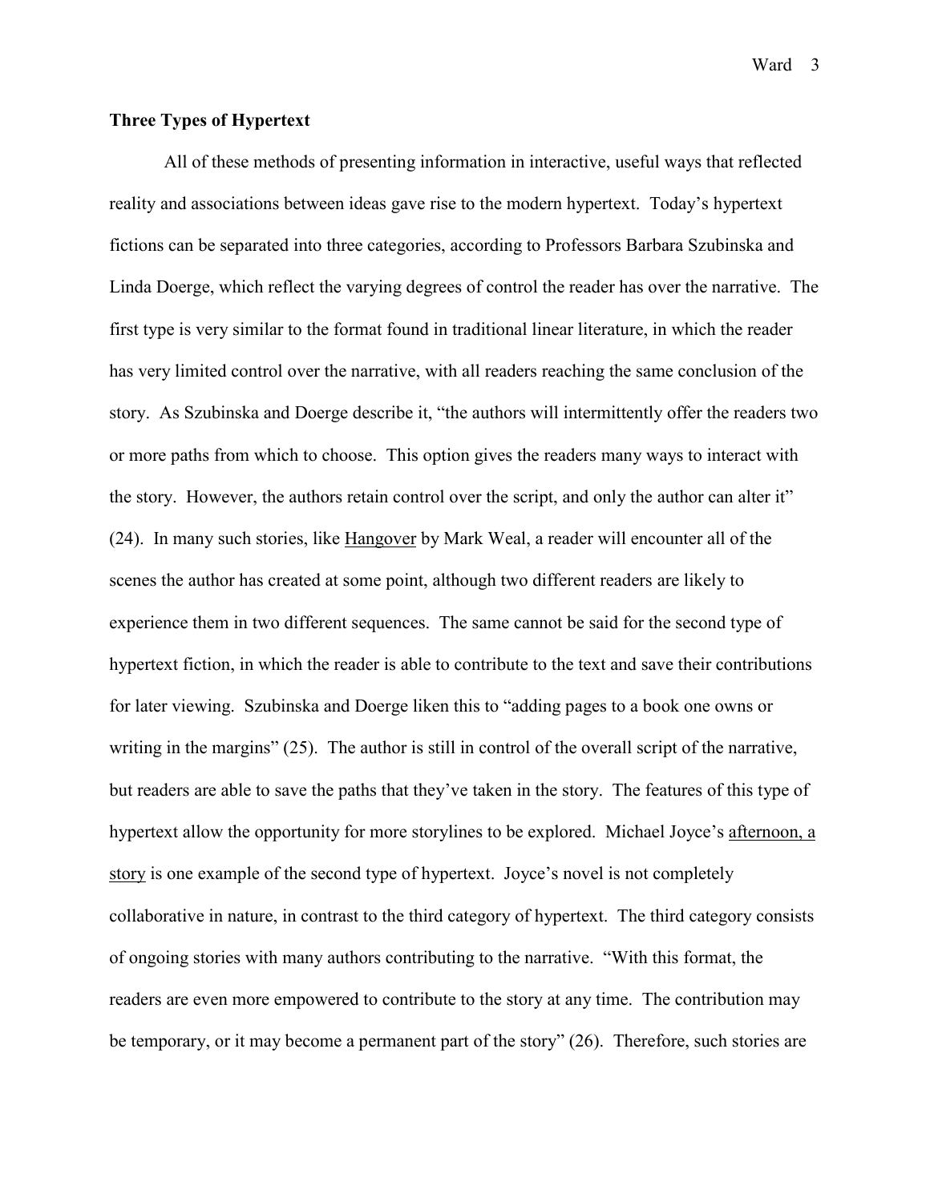### Three Types of Hypertext

All of these methods of presenting information in interactive, useful ways that reflected reality and associations between ideas gave rise to the modern hypertext. Today's hypertext fictions can be separated into three categories, according to Professors Barbara Szubinska and Linda Doerge, which reflect the varying degrees of control the reader has over the narrative. The first type is very similar to the format found in traditional linear literature, in which the reader has very limited control over the narrative, with all readers reaching the same conclusion of the story. As Szubinska and Doerge describe it, "the authors will intermittently offer the readers two or more paths from which to choose. This option gives the readers many ways to interact with the story. However, the authors retain control over the script, and only the author can alter it" (24). In many such stories, like Hangover by Mark Weal, a reader will encounter all of the scenes the author has created at some point, although two different readers are likely to experience them in two different sequences. The same cannot be said for the second type of hypertext fiction, in which the reader is able to contribute to the text and save their contributions for later viewing. Szubinska and Doerge liken this to "adding pages to a book one owns or writing in the margins" (25). The author is still in control of the overall script of the narrative, but readers are able to save the paths that they've taken in the story. The features of this type of hypertext allow the opportunity for more storylines to be explored. Michael Joyce's afternoon, a story is one example of the second type of hypertext. Joyce's novel is not completely collaborative in nature, in contrast to the third category of hypertext. The third category consists of ongoing stories with many authors contributing to the narrative. "With this format, the readers are even more empowered to contribute to the story at any time. The contribution may be temporary, or it may become a permanent part of the story" (26). Therefore, such stories are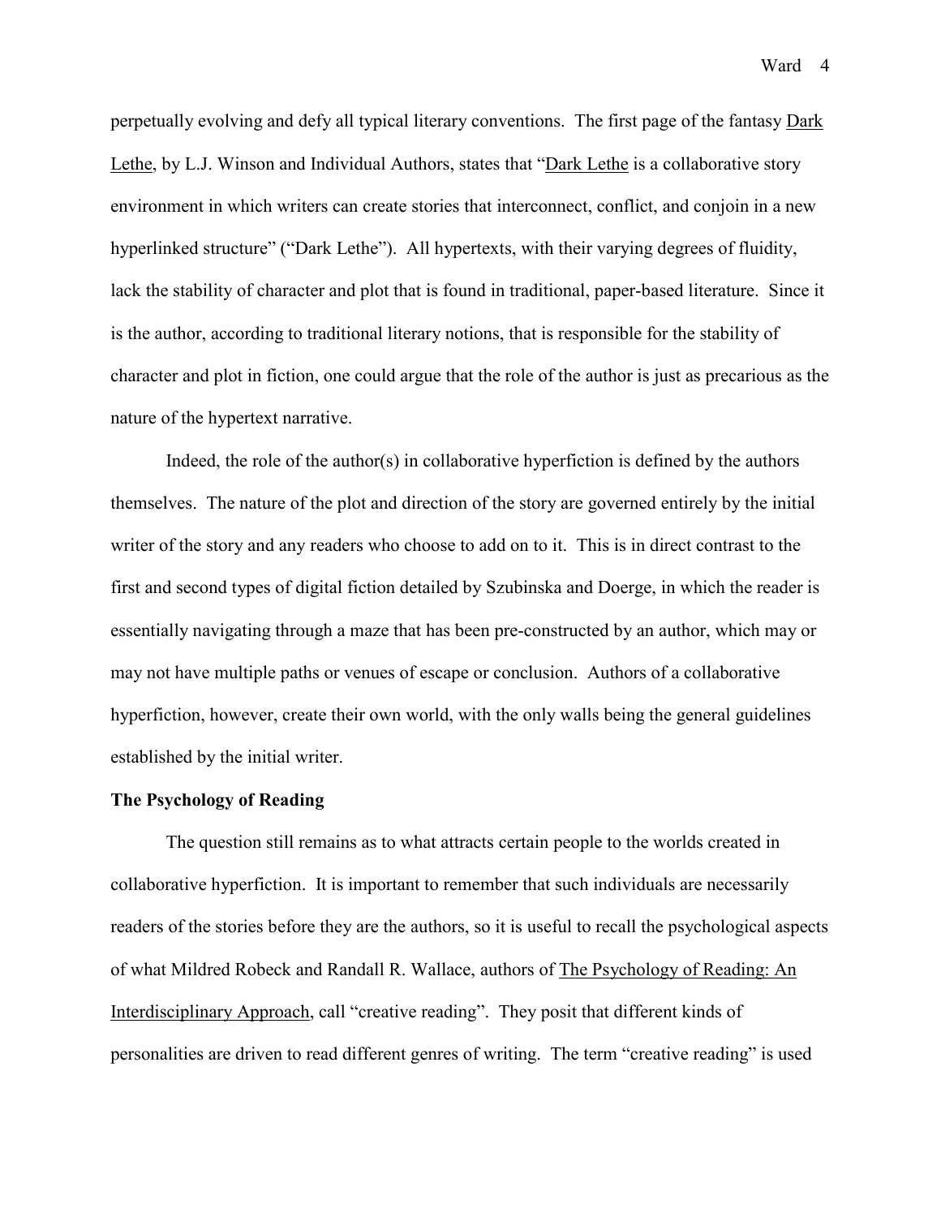perpetually evolving and defy all typical literary conventions. The first page of the fantasy Dark Lethe, by L.J. Winson and Individual Authors, states that "Dark Lethe is a collaborative story environment in which writers can create stories that interconnect, conflict, and conjoin in a new hyperlinked structure" ("Dark Lethe"). All hypertexts, with their varying degrees of fluidity, lack the stability of character and plot that is found in traditional, paper-based literature. Since it is the author, according to traditional literary notions, that is responsible for the stability of character and plot in fiction, one could argue that the role of the author is just as precarious as the nature of the hypertext narrative.

Indeed, the role of the author(s) in collaborative hyperfiction is defined by the authors themselves. The nature of the plot and direction of the story are governed entirely by the initial writer of the story and any readers who choose to add on to it. This is in direct contrast to the first and second types of digital fiction detailed by Szubinska and Doerge, in which the reader is essentially navigating through a maze that has been pre-constructed by an author, which may or may not have multiple paths or venues of escape or conclusion. Authors of a collaborative hyperfiction, however, create their own world, with the only walls being the general guidelines established by the initial writer.

**The Psychology of Reading**

The question still remains as to what attracts certain people to the worlds created in collaborative hyperfiction. It is important to remember that such individuals are necessarily readers of the stories before they are the authors, so it is useful to recall the psychological aspects of what Mildred Robeck and Randall R. Wallace, authors of The Psychology of Reading: An Interdisciplinary Approach, call "creative reading". They posit that different kinds of personalities are driven to read different genres of writing. The term "creative reading" is used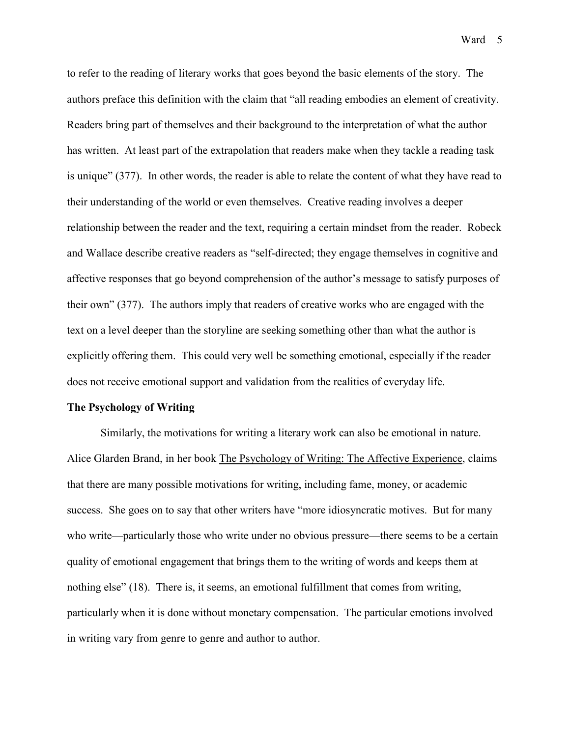to refer to the reading of literary works that goes beyond the basic elements of the story. The authors preface this definition with the claim that "all reading embodies an element of creativity. Readers bring part of themselves and their background to the interpretation of what the author has written. At least part of the extrapolation that readers make when they tackle a reading task is unique" (377). In other words, the reader is able to relate the content of what they have read to their understanding of the world or even themselves. Creative reading involves a deeper relationship between the reader and the text, requiring a certain mindset from the reader. Robeck and Wallace describe creative readers as "self-directed; they engage themselves in cognitive and affective responses that go beyond comprehension of the author's message to satisfy purposes of their own" (377). The authors imply that readers of creative works who are engaged with the text on a level deeper than the storyline are seeking something other than what the author is explicitly offering them. This could very well be something emotional, especially if the reader does not receive emotional support and validation from the realities of everyday life.

**The Psychology of Writing**

Similarly, the motivations for writing a literary work can also be emotional in nature. Alice Glarden Brand, in her book The Psychology of Writing: The Affective Experience, claims that there are many possible motivations for writing, including fame, money, or academic success. She goes on to say that other writers have "more idiosyncratic motives. But for many who write—particularly those who write under no obvious pressure—there seems to be a certain quality of emotional engagement that brings them to the writing of words and keeps them at nothing else" (18). There is, it seems, an emotional fulfillment that comes from writing, particularly when it is done without monetary compensation. The particular emotions involved in writing vary from genre to genre and author to author.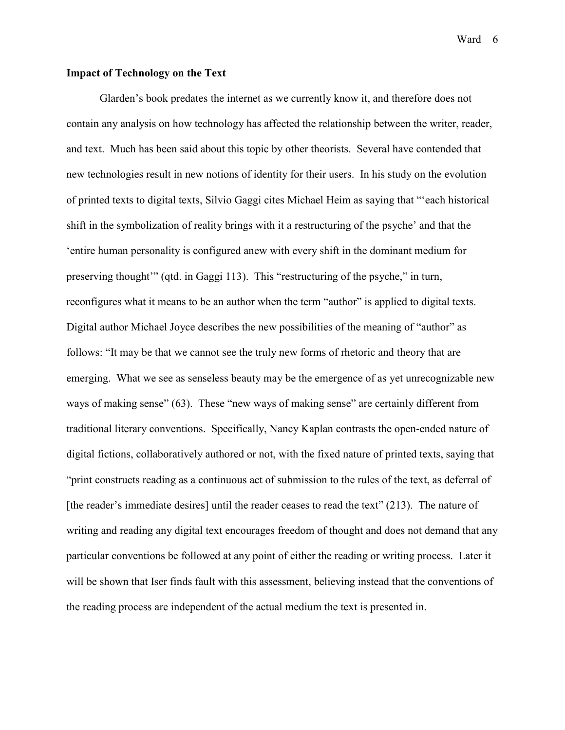**Impact of Technology on the Text**

Glarden's book predates the internet as we currently know it, and therefore does not contain any analysis on how technology has affected the relationship between the writer, reader, and text. Much has been said about this topic by other theorists. Several have contended that new technologies result in new notions of identity for their users. In his study on the evolution of printed texts to digital texts, Silvio Gaggi cites Michael Heim as saying that "'each historical shift in the symbolization of reality brings with it a restructuring of the psyche' and that the 'entire human personality is configured anew with every shift in the dominant medium for preserving thought'" (qtd. in Gaggi 113). This "restructuring of the psyche," in turn, reconfigures what it means to be an author when the term "author" is applied to digital texts. Digital author Michael Joyce describes the new possibilities of the meaning of "author" as follows: "It may be that we cannot see the truly new forms of rhetoric and theory that are emerging. What we see as senseless beauty may be the emergence of as yet unrecognizable new ways of making sense" (63). These "new ways of making sense" are certainly different from traditional literary conventions. Specifically, Nancy Kaplan contrasts the open-ended nature of digital fictions, collaboratively authored or not, with the fixed nature of printed texts, saying that "print constructs reading as a continuous act of submission to the rules of the text, as deferral of [the reader's immediate desires] until the reader ceases to read the text" (213). The nature of writing and reading any digital text encourages freedom of thought and does not demand that any particular conventions be followed at any point of either the reading or writing process. Later it will be shown that Iser finds fault with this assessment, believing instead that the conventions of the reading process are independent of the actual medium the text is presented in.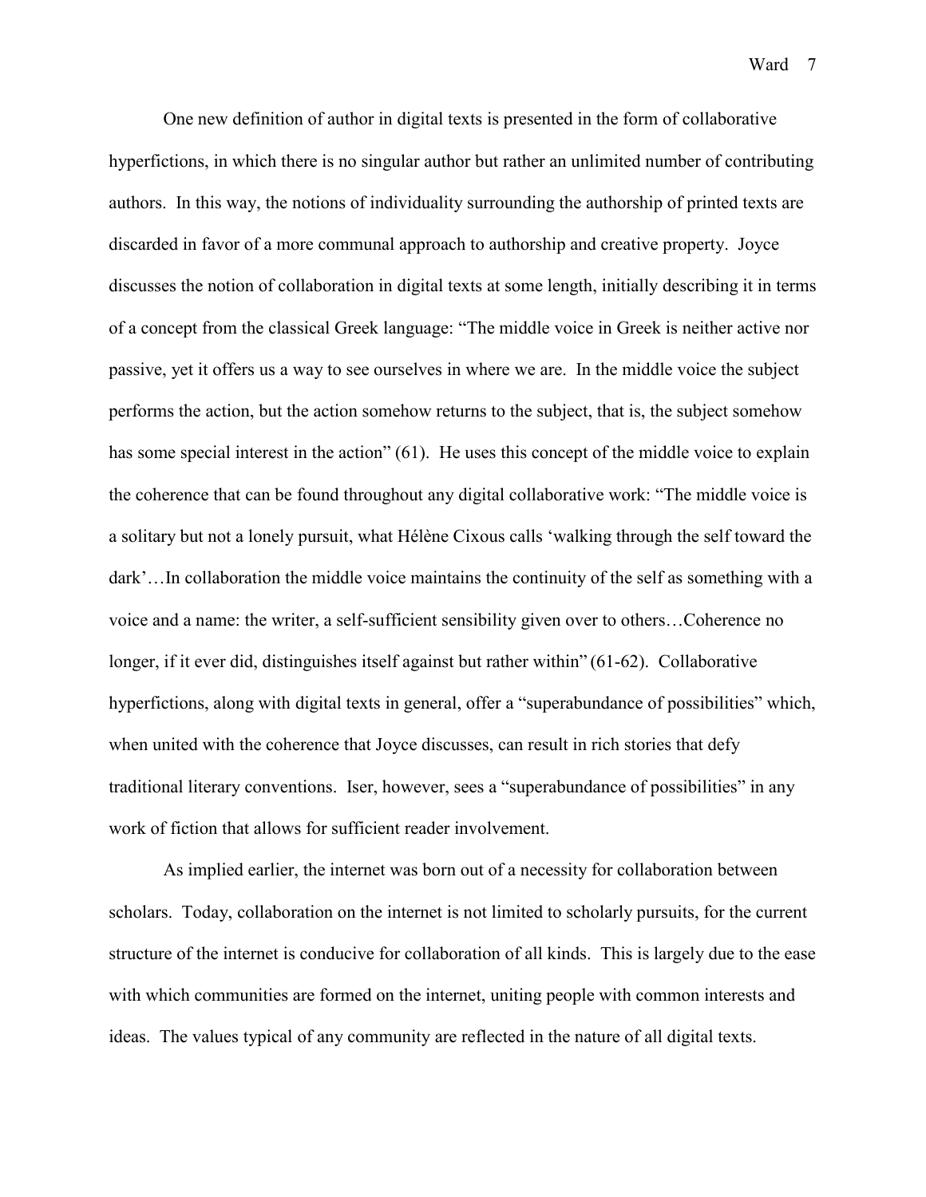One new definition of author in digital texts is presented in the form of collaborative hyperfictions, in which there is no singular author but rather an unlimited number of contributing authors. In this way, the notions of individuality surrounding the authorship of printed texts are discarded in favor of a more communal approach to authorship and creative property. Joyce discusses the notion of collaboration in digital texts at some length, initially describing it in terms of a concept from the classical Greek language: "The middle voice in Greek is neither active nor passive, yet it offers us a way to see ourselves in where we are. In the middle voice the subject performs the action, but the action somehow returns to the subject, that is, the subject somehow has some special interest in the action" (61). He uses this concept of the middle voice to explain the coherence that can be found throughout any digital collaborative work: "The middle voice is a solitary but not a lonely pursuit, what Hélène Cixous calls 'walking through the self toward the dark'…In collaboration the middle voice maintains the continuity of the self as something with a voice and a name: the writer, a self-sufficient sensibility given over to others…Coherence no longer, if it ever did, distinguishes itself against but rather within" (61-62). Collaborative hyperfictions, along with digital texts in general, offer a "superabundance of possibilities" which, when united with the coherence that Joyce discusses, can result in rich stories that defy traditional literary conventions. Iser, however, sees a "superabundance of possibilities" in any work of fiction that allows for sufficient reader involvement.

As implied earlier, the internet was born out of a necessity for collaboration between scholars. Today, collaboration on the internet is not limited to scholarly pursuits, for the current structure of the internet is conducive for collaboration of all kinds. This is largely due to the ease with which communities are formed on the internet, uniting people with common interests and ideas. The values typical of any community are reflected in the nature of all digital texts.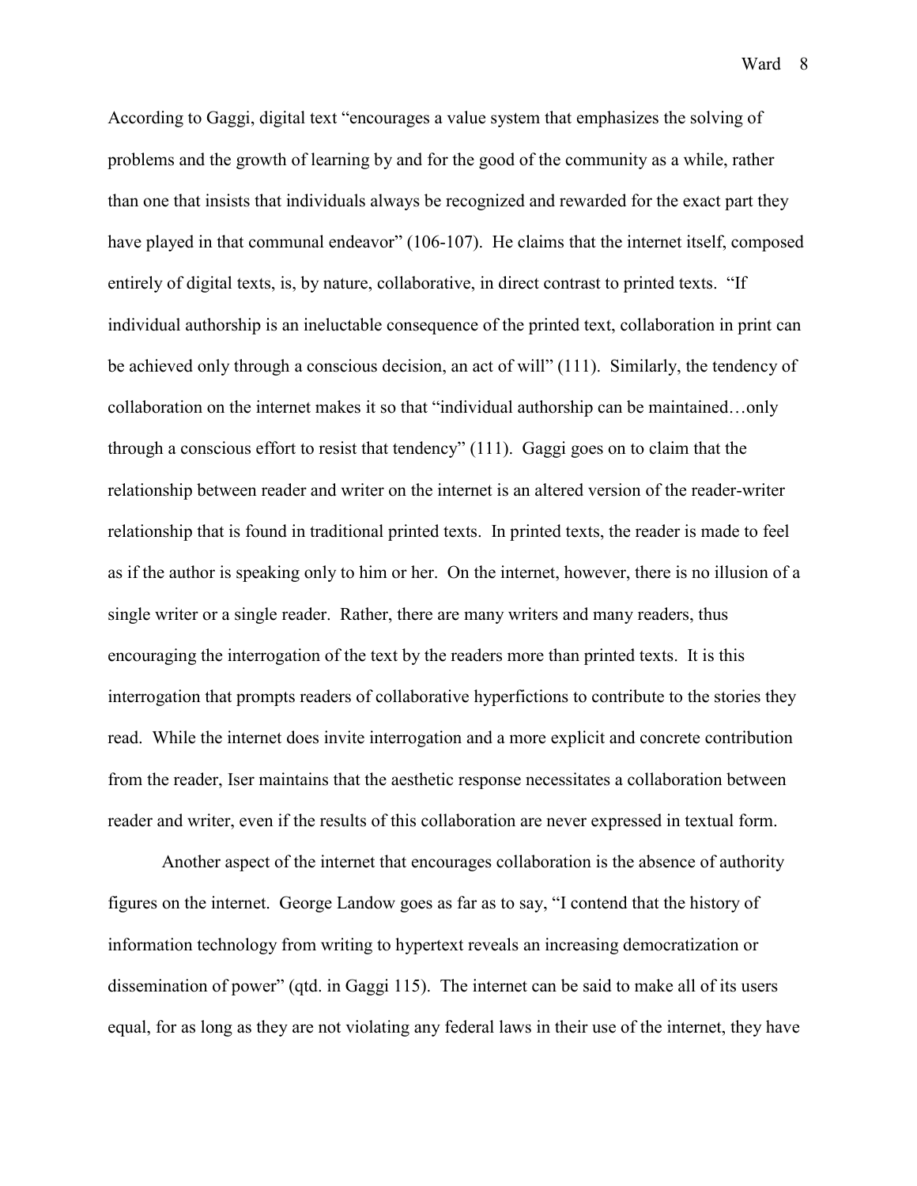According to Gaggi, digital text “encourages a value system that emphasizes the solving of problems and the growth of learning by and for the good of the community as a while, rather than one that insists that individuals always be recognized and rewarded for the exact part they have played in that communal endeavor” (106-107). He claims that the internet itself, composed entirely of digital texts, is, by nature, collaborative, in direct contrast to printed texts. “If individual authorship is an ineluctable consequence of the printed text, collaboration in print can be achieved only through a conscious decision, an act of will” (111). Similarly, the tendency of collaboration on the internet makes it so that “individual authorship can be maintained…only through a conscious effort to resist that tendency” (111). Gaggi goes on to claim that the relationship between reader and writer on the internet is an altered version of the reader-writer relationship that is found in traditional printed texts. In printed texts, the reader is made to feel as if the author is speaking only to him or her. On the internet, however, there is no illusion of a single writer or a single reader. Rather, there are many writers and many readers, thus encouraging the interrogation of the text by the readers more than printed texts. It is this interrogation that prompts readers of collaborative hyperfictions to contribute to the stories they read. While the internet does invite interrogation and a more explicit and concrete contribution from the reader, Iser maintains that the aesthetic response necessitates a collaboration between reader and writer, even if the results of this collaboration are never expressed in textual form.

Another aspect of the internet that encourages collaboration is the absence of authority figures on the internet. George Landow goes as far as to say, “I contend that the history of information technology from writing to hypertext reveals an increasing democratization or dissemination of power” (qtd. in Gaggi 115). The internet can be said to make all of its users equal, for as long as they are not violating any federal laws in their use of the internet, they have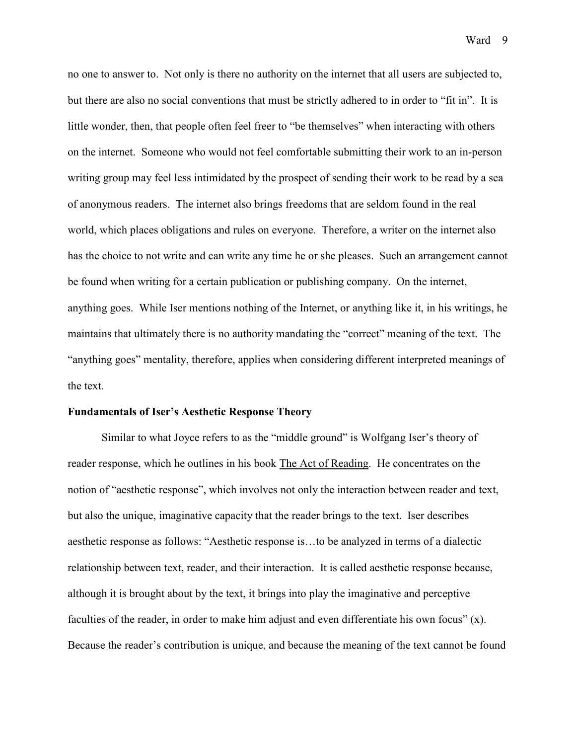no one to answer to. Not only is there no authority on the internet that all users are subjected to, but there are also no social conventions that must be strictly adhered to in order to "fit in". It is little wonder, then, that people often feel freer to "be themselves" when interacting with others on the internet. Someone who would not feel comfortable submitting their work to an in-person writing group may feel less intimidated by the prospect of sending their work to be read by a sea of anonymous readers. The internet also brings freedoms that are seldom found in the real world, which places obligations and rules on everyone. Therefore, a writer on the internet also has the choice to not write and can write any time he or she pleases. Such an arrangement cannot be found when writing for a certain publication or publishing company. On the internet, anything goes. While Iser mentions nothing of the Internet, or anything like it, in his writings, he maintains that ultimately there is no authority mandating the "correct" meaning of the text. The "anything goes" mentality, therefore, applies when considering different interpreted meanings of the text.

**Fundamentals of Iser's Aesthetic Response Theory**

Similar to what Joyce refers to as the "middle ground" is Wolfgang Iser's theory of reader response, which he outlines in his book The Act of Reading. He concentrates on the notion of "aesthetic response", which involves not only the interaction between reader and text, but also the unique, imaginative capacity that the reader brings to the text. Iser describes aesthetic response as follows: "Aesthetic response is…to be analyzed in terms of a dialectic relationship between text, reader, and their interaction. It is called aesthetic response because, although it is brought about by the text, it brings into play the imaginative and perceptive faculties of the reader, in order to make him adjust and even differentiate his own focus" (x). Because the reader's contribution is unique, and because the meaning of the text cannot be found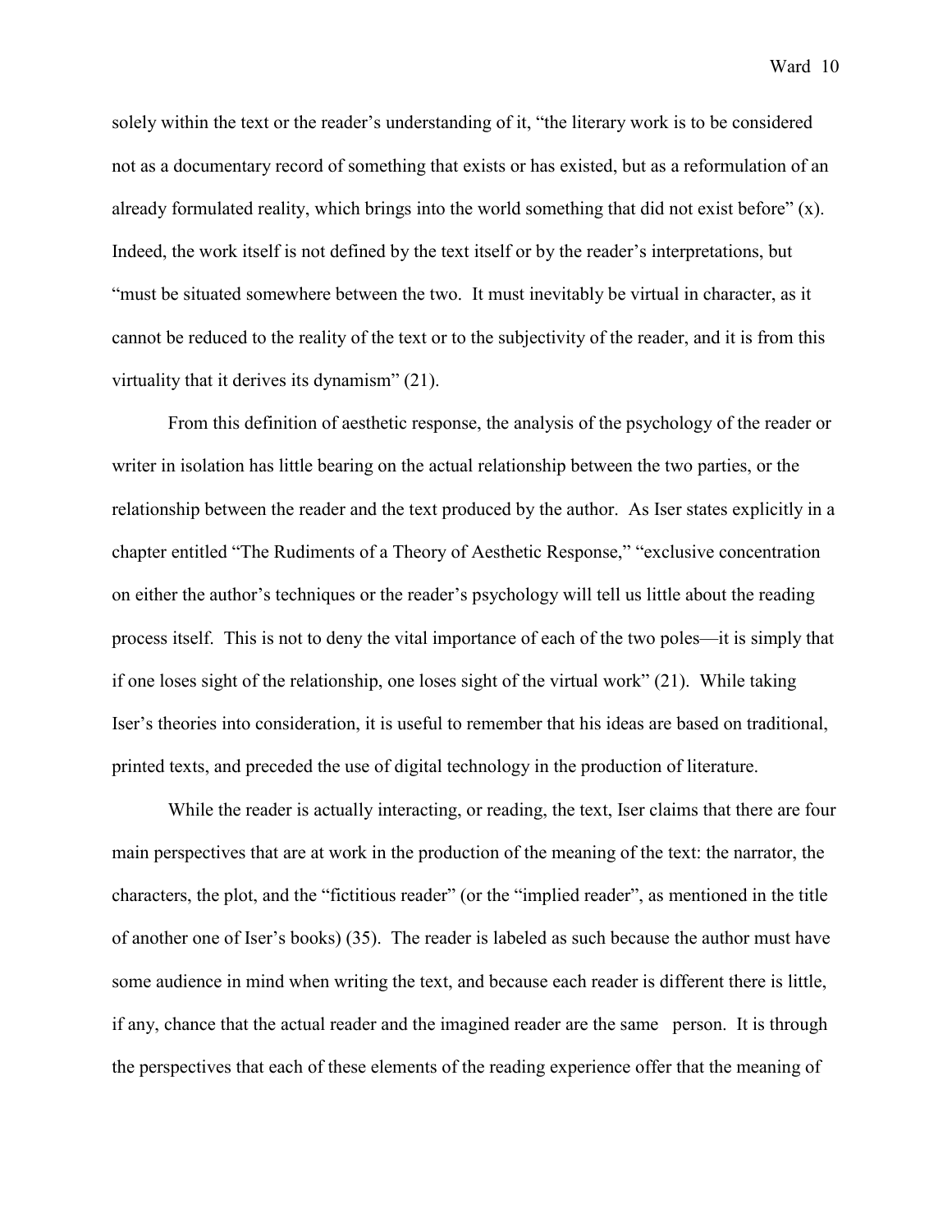solely within the text or the reader's understanding of it, "the literary work is to be considered not as a documentary record of something that exists or has existed, but as a reformulation of an already formulated reality, which brings into the world something that did not exist before" (x). Indeed, the work itself is not defined by the text itself or by the reader's interpretations, but "must be situated somewhere between the two. It must inevitably be virtual in character, as it cannot be reduced to the reality of the text or to the subjectivity of the reader, and it is from this virtuality that it derives its dynamism" (21).

From this definition of aesthetic response, the analysis of the psychology of the reader or writer in isolation has little bearing on the actual relationship between the two parties, or the relationship between the reader and the text produced by the author. As Iser states explicitly in a chapter entitled "The Rudiments of a Theory of Aesthetic Response," "exclusive concentration on either the author's techniques or the reader's psychology will tell us little about the reading process itself. This is not to deny the vital importance of each of the two poles—it is simply that if one loses sight of the relationship, one loses sight of the virtual work" (21). While taking Iser's theories into consideration, it is useful to remember that his ideas are based on traditional, printed texts, and preceded the use of digital technology in the production of literature.

While the reader is actually interacting, or reading, the text, Iser claims that there are four main perspectives that are at work in the production of the meaning of the text: the narrator, the characters, the plot, and the "fictitious reader" (or the "implied reader", as mentioned in the title of another one of Iser's books) (35). The reader is labeled as such because the author must have some audience in mind when writing the text, and because each reader is different there is little, if any, chance that the actual reader and the imagined reader are the same person. It is through the perspectives that each of these elements of the reading experience offer that the meaning of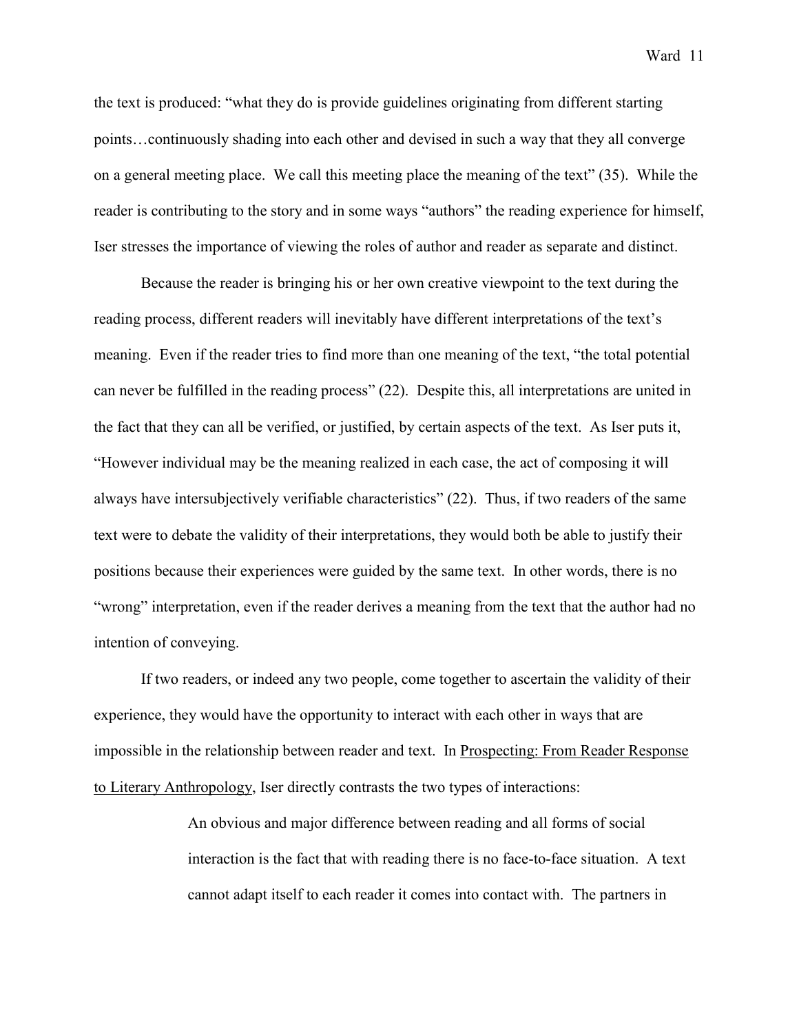the text is produced: "what they do is provide guidelines originating from different starting points…continuously shading into each other and devised in such a way that they all converge on a general meeting place. We call this meeting place the meaning of the text" (35). While the reader is contributing to the story and in some ways "authors" the reading experience for himself, Iser stresses the importance of viewing the roles of author and reader as separate and distinct.

Because the reader is bringing his or her own creative viewpoint to the text during the reading process, different readers will inevitably have different interpretations of the text's meaning. Even if the reader tries to find more than one meaning of the text, "the total potential can never be fulfilled in the reading process" (22). Despite this, all interpretations are united in the fact that they can all be verified, or justified, by certain aspects of the text. As Iser puts it, "However individual may be the meaning realized in each case, the act of composing it will always have intersubjectively verifiable characteristics" (22). Thus, if two readers of the same text were to debate the validity of their interpretations, they would both be able to justify their positions because their experiences were guided by the same text. In other words, there is no "wrong" interpretation, even if the reader derives a meaning from the text that the author had no intention of conveying.

If two readers, or indeed any two people, come together to ascertain the validity of their experience, they would have the opportunity to interact with each other in ways that are impossible in the relationship between reader and text. In <u>Prospecting: From Reader Response to Literary Anthropology</u>, Iser directly contrasts the two types of interactions:

> An obvious and major difference between reading and all forms of social interaction is the fact that with reading there is no face-to-face situation. A text cannot adapt itself to each reader it comes into contact with. The partners in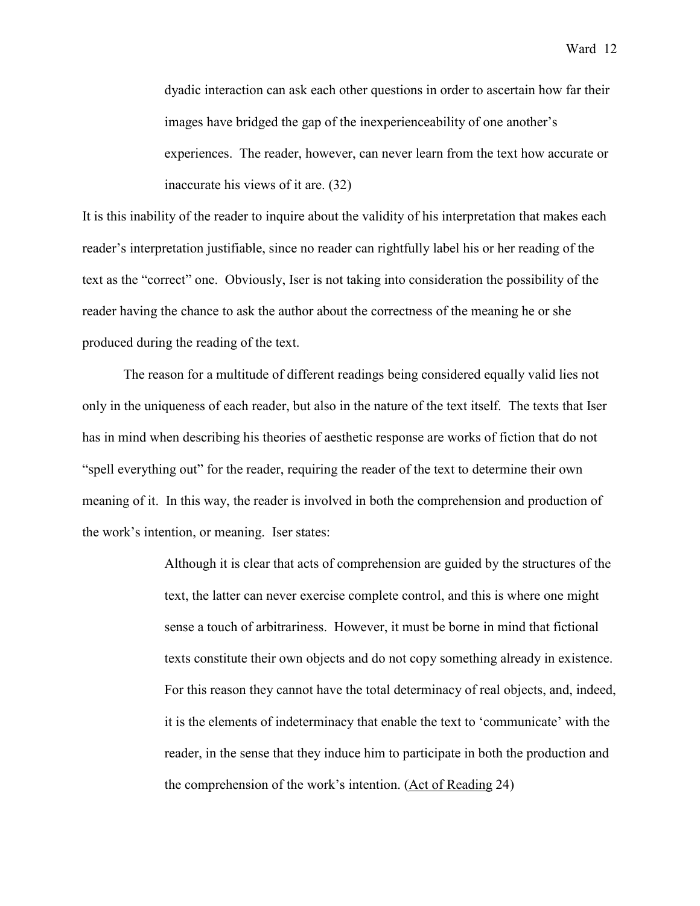> dyadic interaction can ask each other questions in order to ascertain how far their images have bridged the gap of the inexperienceability of one another's experiences. The reader, however, can never learn from the text how accurate or inaccurate his views of it are. (32)

It is this inability of the reader to inquire about the validity of his interpretation that makes each reader's interpretation justifiable, since no reader can rightfully label his or her reading of the text as the "correct" one. Obviously, Iser is not taking into consideration the possibility of the reader having the chance to ask the author about the correctness of the meaning he or she produced during the reading of the text.

The reason for a multitude of different readings being considered equally valid lies not only in the uniqueness of each reader, but also in the nature of the text itself. The texts that Iser has in mind when describing his theories of aesthetic response are works of fiction that do not "spell everything out" for the reader, requiring the reader of the text to determine their own meaning of it. In this way, the reader is involved in both the comprehension and production of the work's intention, or meaning. Iser states:

> Although it is clear that acts of comprehension are guided by the structures of the text, the latter can never exercise complete control, and this is where one might sense a touch of arbitrariness. However, it must be borne in mind that fictional texts constitute their own objects and do not copy something already in existence. For this reason they cannot have the total determinacy of real objects, and, indeed, it is the elements of indeterminacy that enable the text to 'communicate' with the reader, in the sense that they induce him to participate in both the production and the comprehension of the work's intention. (Act of Reading 24)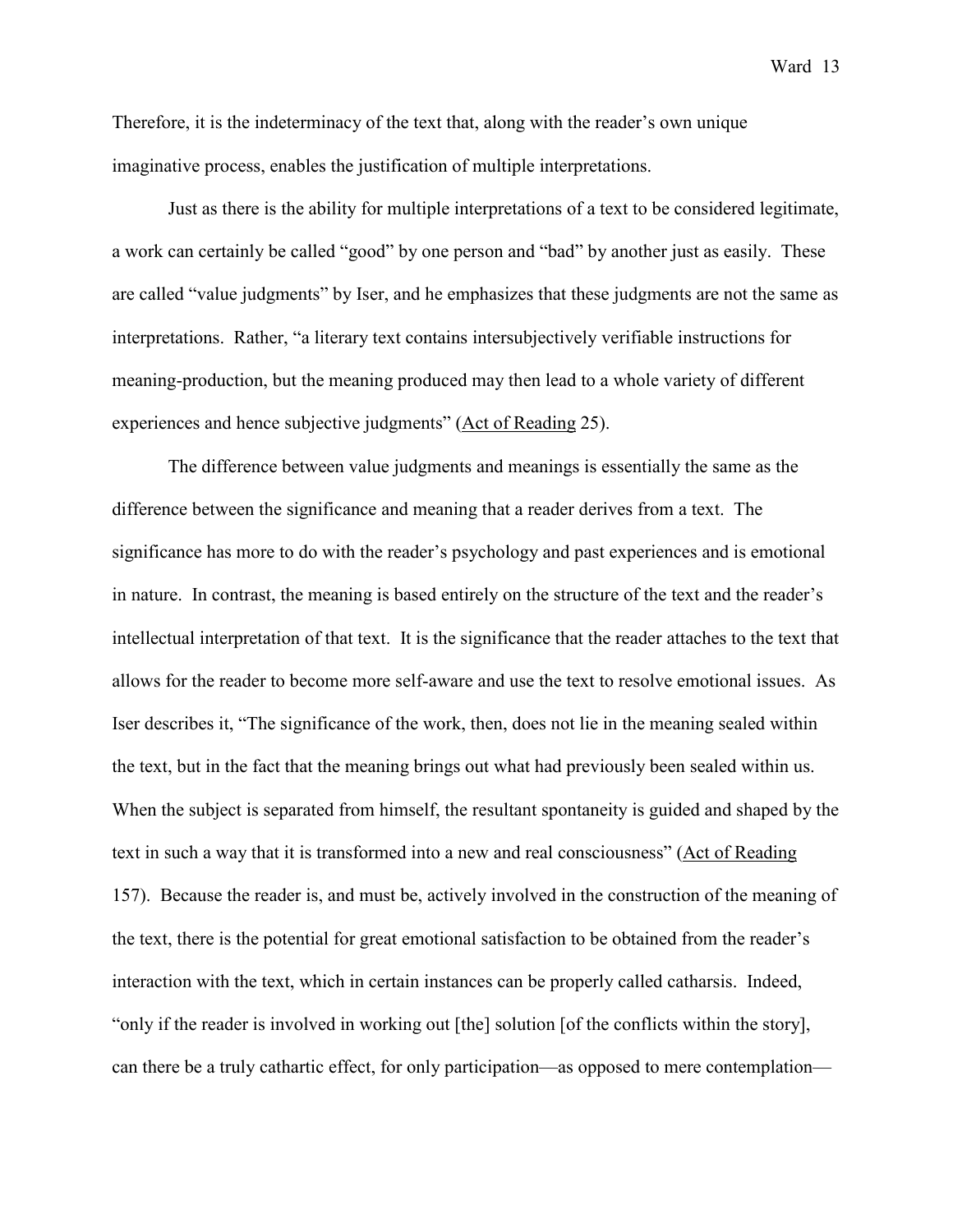Therefore, it is the indeterminacy of the text that, along with the reader's own unique imaginative process, enables the justification of multiple interpretations.

Just as there is the ability for multiple interpretations of a text to be considered legitimate, a work can certainly be called "good" by one person and "bad" by another just as easily. These are called "value judgments" by Iser, and he emphasizes that these judgments are not the same as interpretations. Rather, "a literary text contains intersubjectively verifiable instructions for meaning-production, but the meaning produced may then lead to a whole variety of different experiences and hence subjective judgments" (<u>Act of Reading</u> 25).

The difference between value judgments and meanings is essentially the same as the difference between the significance and meaning that a reader derives from a text. The significance has more to do with the reader's psychology and past experiences and is emotional in nature. In contrast, the meaning is based entirely on the structure of the text and the reader's intellectual interpretation of that text. It is the significance that the reader attaches to the text that allows for the reader to become more self-aware and use the text to resolve emotional issues. As Iser describes it, "The significance of the work, then, does not lie in the meaning sealed within the text, but in the fact that the meaning brings out what had previously been sealed within us. When the subject is separated from himself, the resultant spontaneity is guided and shaped by the text in such a way that it is transformed into a new and real consciousness" (<u>Act of Reading</u> 157). Because the reader is, and must be, actively involved in the construction of the meaning of the text, there is the potential for great emotional satisfaction to be obtained from the reader's interaction with the text, which in certain instances can be properly called catharsis. Indeed, "only if the reader is involved in working out [the] solution [of the conflicts within the story], can there be a truly cathartic effect, for only participation—as opposed to mere contemplation—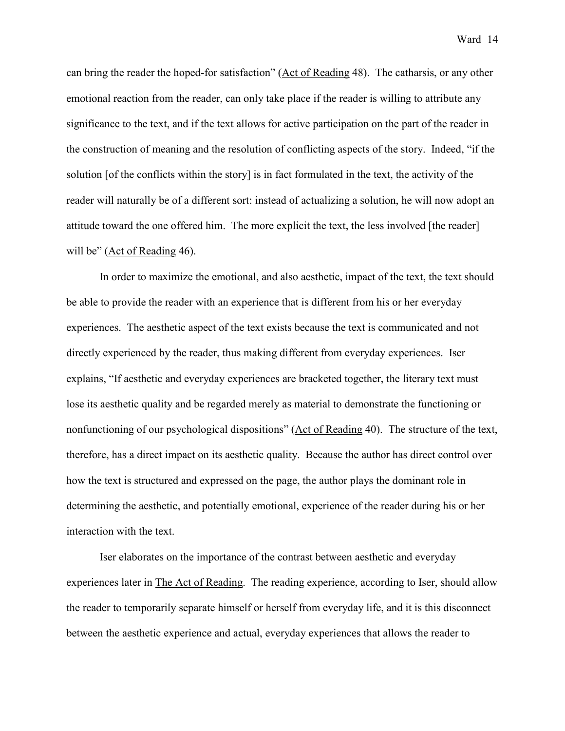can bring the reader the hoped-for satisfaction" (Act of Reading 48). The catharsis, or any other emotional reaction from the reader, can only take place if the reader is willing to attribute any significance to the text, and if the text allows for active participation on the part of the reader in the construction of meaning and the resolution of conflicting aspects of the story. Indeed, "if the solution [of the conflicts within the story] is in fact formulated in the text, the activity of the reader will naturally be of a different sort: instead of actualizing a solution, he will now adopt an attitude toward the one offered him. The more explicit the text, the less involved [the reader] will be" (Act of Reading 46).

In order to maximize the emotional, and also aesthetic, impact of the text, the text should be able to provide the reader with an experience that is different from his or her everyday experiences. The aesthetic aspect of the text exists because the text is communicated and not directly experienced by the reader, thus making different from everyday experiences. Iser explains, "If aesthetic and everyday experiences are bracketed together, the literary text must lose its aesthetic quality and be regarded merely as material to demonstrate the functioning or nonfunctioning of our psychological dispositions" (Act of Reading 40). The structure of the text, therefore, has a direct impact on its aesthetic quality. Because the author has direct control over how the text is structured and expressed on the page, the author plays the dominant role in determining the aesthetic, and potentially emotional, experience of the reader during his or her interaction with the text.

Iser elaborates on the importance of the contrast between aesthetic and everyday experiences later in The Act of Reading. The reading experience, according to Iser, should allow the reader to temporarily separate himself or herself from everyday life, and it is this disconnect between the aesthetic experience and actual, everyday experiences that allows the reader to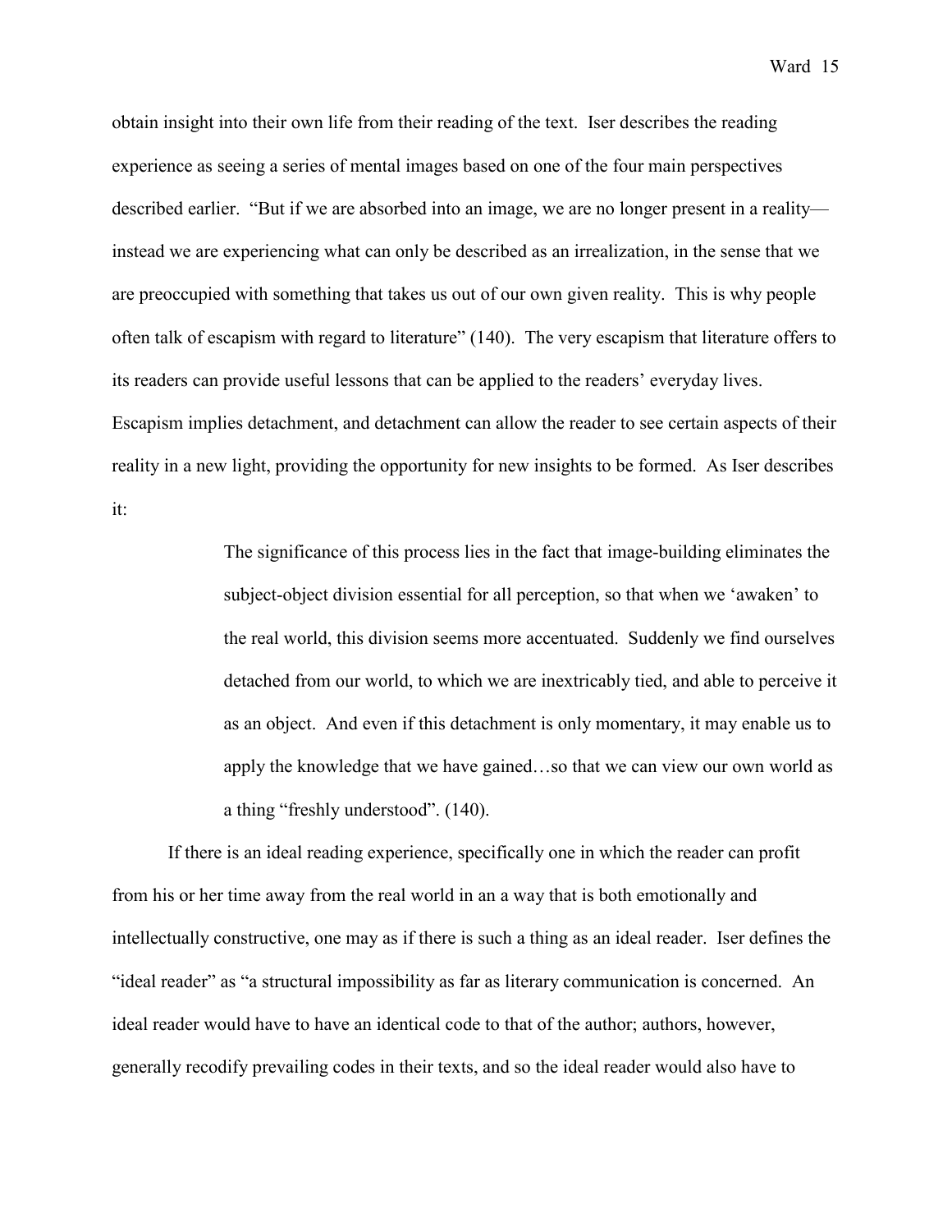obtain insight into their own life from their reading of the text. Iser describes the reading experience as seeing a series of mental images based on one of the four main perspectives described earlier. "But if we are absorbed into an image, we are no longer present in a reality—instead we are experiencing what can only be described as an irrealization, in the sense that we are preoccupied with something that takes us out of our own given reality. This is why people often talk of escapism with regard to literature" (140). The very escapism that literature offers to its readers can provide useful lessons that can be applied to the readers' everyday lives. Escapism implies detachment, and detachment can allow the reader to see certain aspects of their reality in a new light, providing the opportunity for new insights to be formed. As Iser describes it:

> The significance of this process lies in the fact that image-building eliminates the subject-object division essential for all perception, so that when we 'awaken' to the real world, this division seems more accentuated. Suddenly we find ourselves detached from our world, to which we are inextricably tied, and able to perceive it as an object. And even if this detachment is only momentary, it may enable us to apply the knowledge that we have gained…so that we can view our own world as a thing "freshly understood". (140).

If there is an ideal reading experience, specifically one in which the reader can profit from his or her time away from the real world in an a way that is both emotionally and intellectually constructive, one may as if there is such a thing as an ideal reader. Iser defines the "ideal reader" as "a structural impossibility as far as literary communication is concerned. An ideal reader would have to have an identical code to that of the author; authors, however, generally recodify prevailing codes in their texts, and so the ideal reader would also have to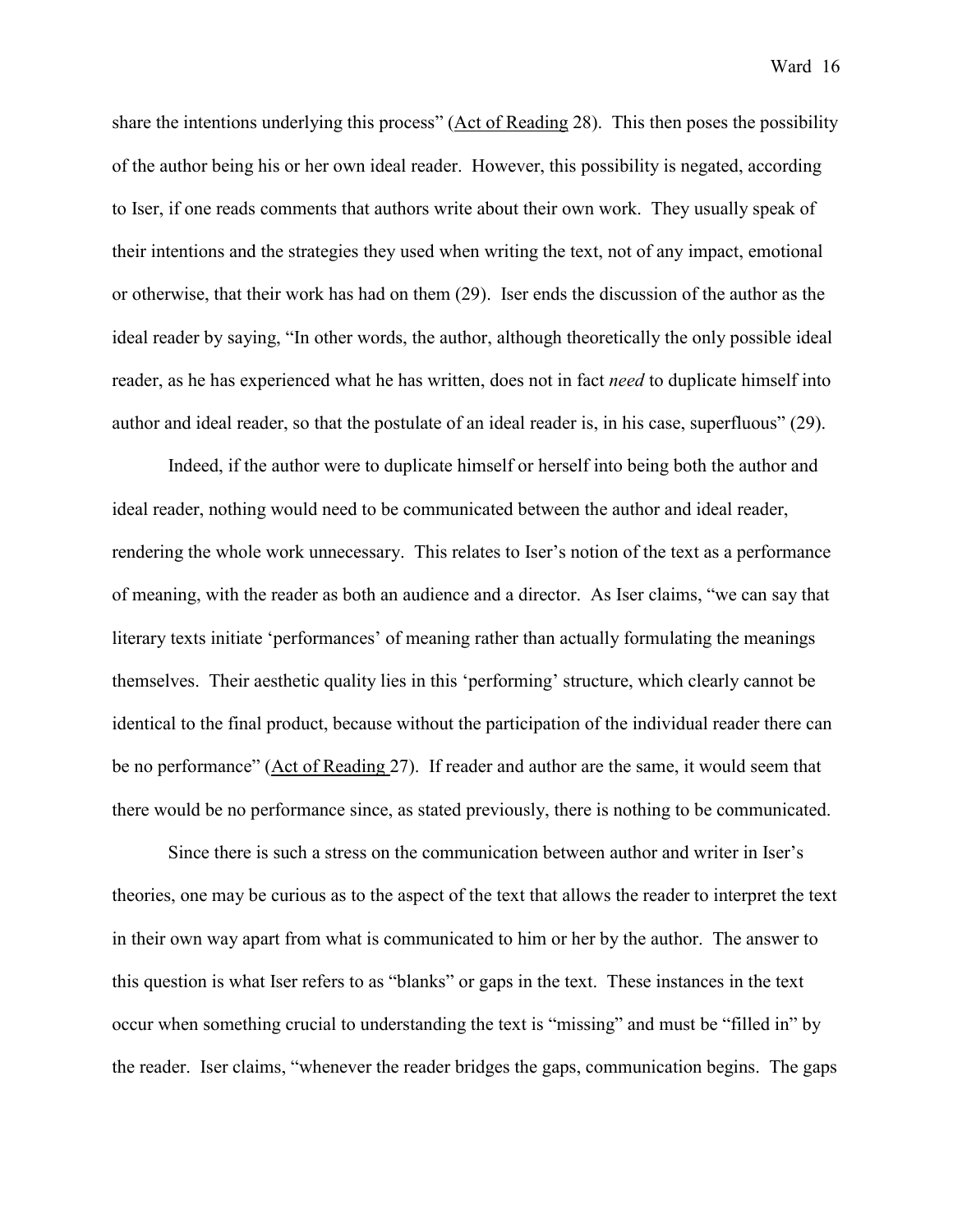share the intentions underlying this process" (<u>Act of Reading</u> 28). This then poses the possibility of the author being his or her own ideal reader. However, this possibility is negated, according to Iser, if one reads comments that authors write about their own work. They usually speak of their intentions and the strategies they used when writing the text, not of any impact, emotional or otherwise, that their work has had on them (29). Iser ends the discussion of the author as the ideal reader by saying, "In other words, the author, although theoretically the only possible ideal reader, as he has experienced what he has written, does not in fact *need* to duplicate himself into author and ideal reader, so that the postulate of an ideal reader is, in his case, superfluous" (29).

Indeed, if the author were to duplicate himself or herself into being both the author and ideal reader, nothing would need to be communicated between the author and ideal reader, rendering the whole work unnecessary. This relates to Iser's notion of the text as a performance of meaning, with the reader as both an audience and a director. As Iser claims, "we can say that literary texts initiate 'performances' of meaning rather than actually formulating the meanings themselves. Their aesthetic quality lies in this 'performing' structure, which clearly cannot be identical to the final product, because without the participation of the individual reader there can be no performance" (<u>Act of Reading</u> 27). If reader and author are the same, it would seem that there would be no performance since, as stated previously, there is nothing to be communicated.

Since there is such a stress on the communication between author and writer in Iser's theories, one may be curious as to the aspect of the text that allows the reader to interpret the text in their own way apart from what is communicated to him or her by the author. The answer to this question is what Iser refers to as "blanks" or gaps in the text. These instances in the text occur when something crucial to understanding the text is "missing" and must be "filled in" by the reader. Iser claims, "whenever the reader bridges the gaps, communication begins. The gaps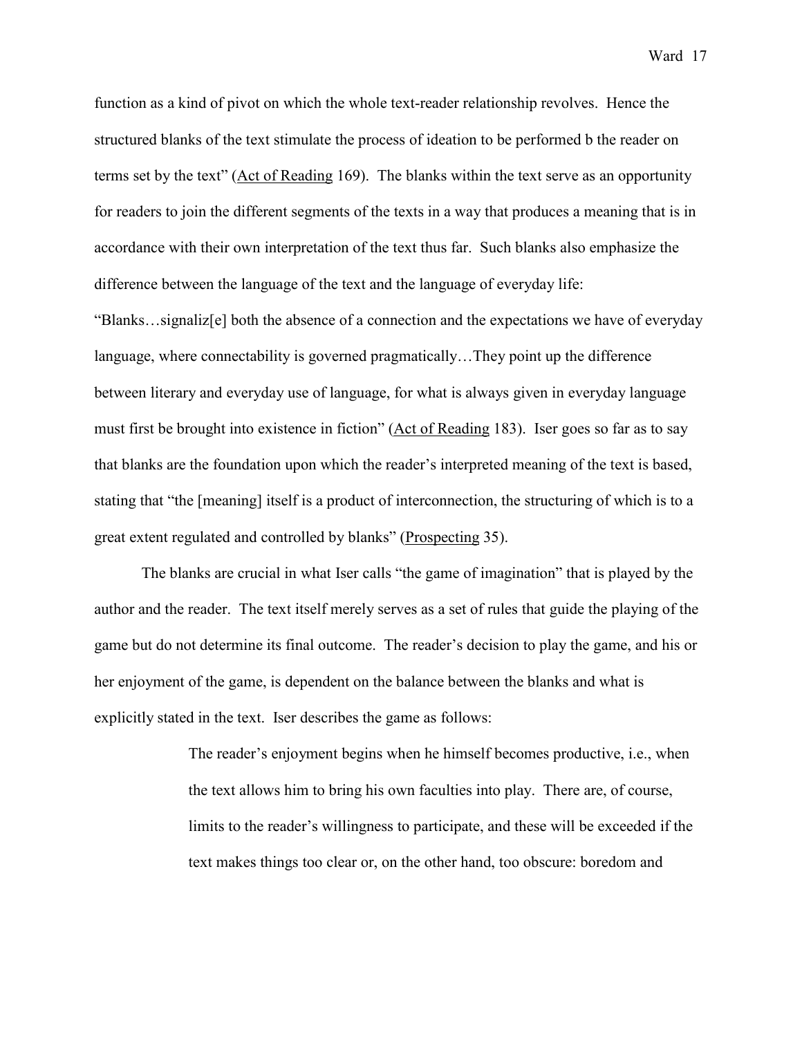function as a kind of pivot on which the whole text-reader relationship revolves. Hence the structured blanks of the text stimulate the process of ideation to be performed b the reader on terms set by the text" (<u>Act of Reading</u> 169). The blanks within the text serve as an opportunity for readers to join the different segments of the texts in a way that produces a meaning that is in accordance with their own interpretation of the text thus far. Such blanks also emphasize the difference between the language of the text and the language of everyday life: "Blanks…signaliz[e] both the absence of a connection and the expectations we have of everyday language, where connectability is governed pragmatically…They point up the difference between literary and everyday use of language, for what is always given in everyday language must first be brought into existence in fiction" (<u>Act of Reading</u> 183). Iser goes so far as to say that blanks are the foundation upon which the reader's interpreted meaning of the text is based, stating that "the [meaning] itself is a product of interconnection, the structuring of which is to a great extent regulated and controlled by blanks" (<u>Prospecting</u> 35).

The blanks are crucial in what Iser calls "the game of imagination" that is played by the author and the reader. The text itself merely serves as a set of rules that guide the playing of the game but do not determine its final outcome. The reader's decision to play the game, and his or her enjoyment of the game, is dependent on the balance between the blanks and what is explicitly stated in the text. Iser describes the game as follows:

> The reader's enjoyment begins when he himself becomes productive, i.e., when the text allows him to bring his own faculties into play. There are, of course, limits to the reader's willingness to participate, and these will be exceeded if the text makes things too clear or, on the other hand, too obscure: boredom and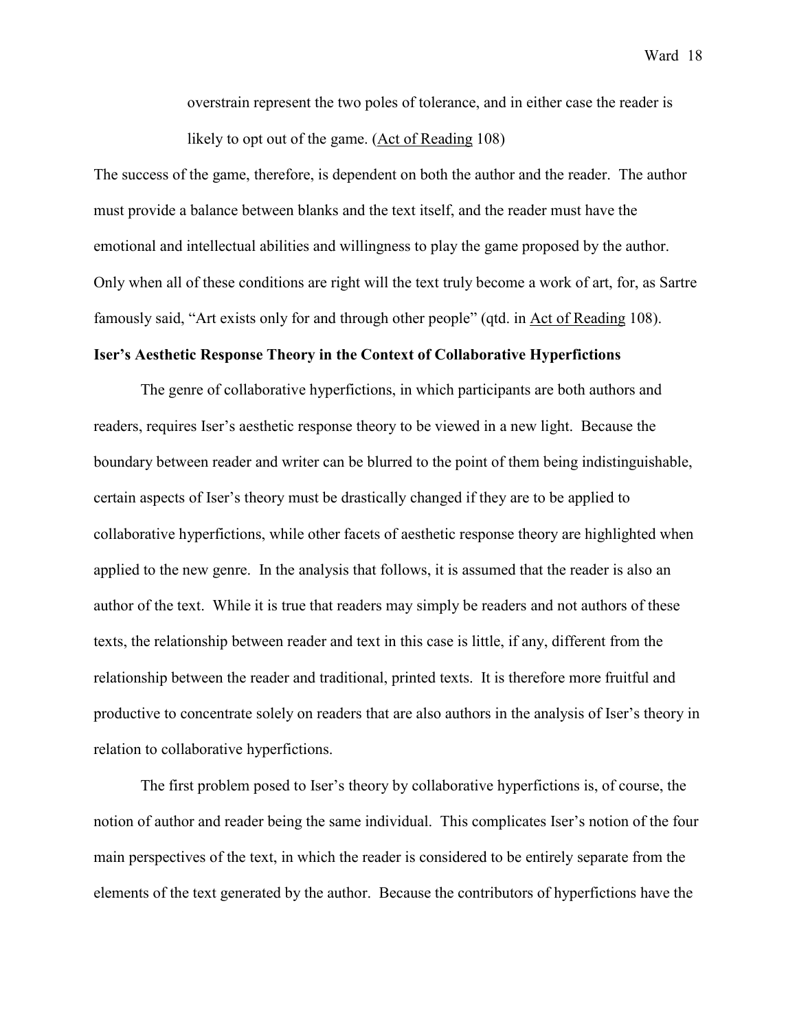> overstrain represent the two poles of tolerance, and in either case the reader is likely to opt out of the game. (Act of Reading 108)

The success of the game, therefore, is dependent on both the author and the reader. The author must provide a balance between blanks and the text itself, and the reader must have the emotional and intellectual abilities and willingness to play the game proposed by the author. Only when all of these conditions are right will the text truly become a work of art, for, as Sartre famously said, "Art exists only for and through other people" (qtd. in Act of Reading 108).

**Iser's Aesthetic Response Theory in the Context of Collaborative Hyperfictions**

The genre of collaborative hyperfictions, in which participants are both authors and readers, requires Iser's aesthetic response theory to be viewed in a new light. Because the boundary between reader and writer can be blurred to the point of them being indistinguishable, certain aspects of Iser's theory must be drastically changed if they are to be applied to collaborative hyperfictions, while other facets of aesthetic response theory are highlighted when applied to the new genre. In the analysis that follows, it is assumed that the reader is also an author of the text. While it is true that readers may simply be readers and not authors of these texts, the relationship between reader and text in this case is little, if any, different from the relationship between the reader and traditional, printed texts. It is therefore more fruitful and productive to concentrate solely on readers that are also authors in the analysis of Iser's theory in relation to collaborative hyperfictions.

The first problem posed to Iser's theory by collaborative hyperfictions is, of course, the notion of author and reader being the same individual. This complicates Iser's notion of the four main perspectives of the text, in which the reader is considered to be entirely separate from the elements of the text generated by the author. Because the contributors of hyperfictions have the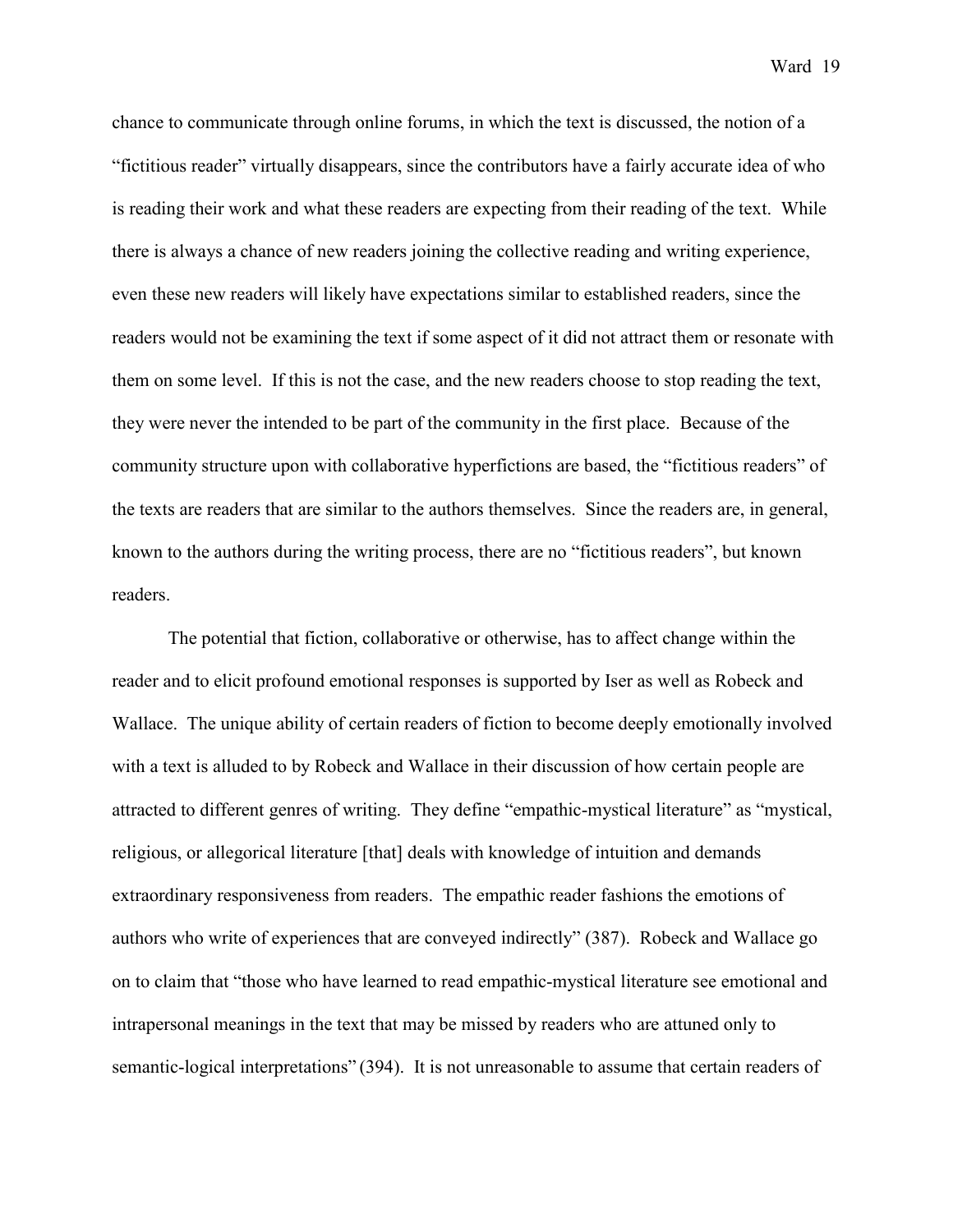chance to communicate through online forums, in which the text is discussed, the notion of a "fictitious reader" virtually disappears, since the contributors have a fairly accurate idea of who is reading their work and what these readers are expecting from their reading of the text. While there is always a chance of new readers joining the collective reading and writing experience, even these new readers will likely have expectations similar to established readers, since the readers would not be examining the text if some aspect of it did not attract them or resonate with them on some level. If this is not the case, and the new readers choose to stop reading the text, they were never the intended to be part of the community in the first place. Because of the community structure upon with collaborative hyperfictions are based, the "fictitious readers" of the texts are readers that are similar to the authors themselves. Since the readers are, in general, known to the authors during the writing process, there are no "fictitious readers", but known readers.

The potential that fiction, collaborative or otherwise, has to affect change within the reader and to elicit profound emotional responses is supported by Iser as well as Robeck and Wallace. The unique ability of certain readers of fiction to become deeply emotionally involved with a text is alluded to by Robeck and Wallace in their discussion of how certain people are attracted to different genres of writing. They define "empathic-mystical literature" as "mystical, religious, or allegorical literature [that] deals with knowledge of intuition and demands extraordinary responsiveness from readers. The empathic reader fashions the emotions of authors who write of experiences that are conveyed indirectly" (387). Robeck and Wallace go on to claim that "those who have learned to read empathic-mystical literature see emotional and intrapersonal meanings in the text that may be missed by readers who are attuned only to semantic-logical interpretations" (394). It is not unreasonable to assume that certain readers of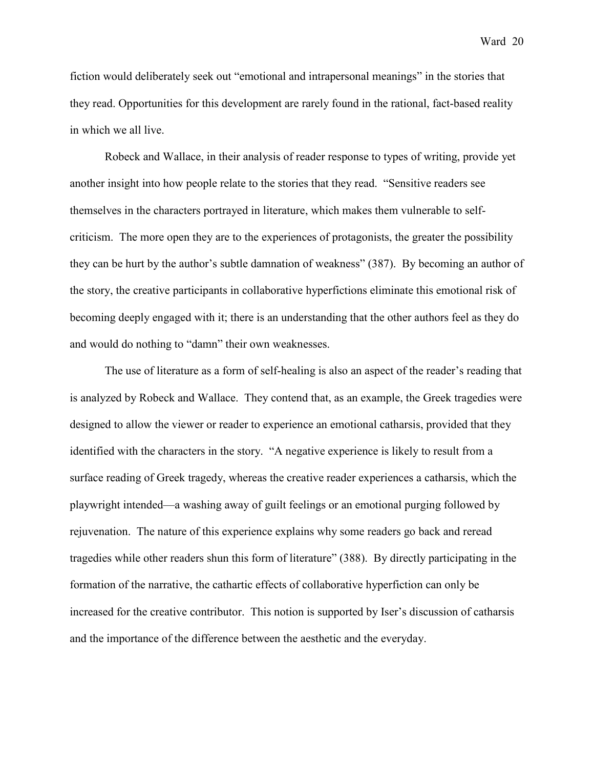fiction would deliberately seek out "emotional and intrapersonal meanings" in the stories that they read. Opportunities for this development are rarely found in the rational, fact-based reality in which we all live.

Robeck and Wallace, in their analysis of reader response to types of writing, provide yet another insight into how people relate to the stories that they read. "Sensitive readers see themselves in the characters portrayed in literature, which makes them vulnerable to self-criticism. The more open they are to the experiences of protagonists, the greater the possibility they can be hurt by the author's subtle damnation of weakness" (387). By becoming an author of the story, the creative participants in collaborative hyperfictions eliminate this emotional risk of becoming deeply engaged with it; there is an understanding that the other authors feel as they do and would do nothing to "damn" their own weaknesses.

The use of literature as a form of self-healing is also an aspect of the reader's reading that is analyzed by Robeck and Wallace. They contend that, as an example, the Greek tragedies were designed to allow the viewer or reader to experience an emotional catharsis, provided that they identified with the characters in the story. "A negative experience is likely to result from a surface reading of Greek tragedy, whereas the creative reader experiences a catharsis, which the playwright intended—a washing away of guilt feelings or an emotional purging followed by rejuvenation. The nature of this experience explains why some readers go back and reread tragedies while other readers shun this form of literature" (388). By directly participating in the formation of the narrative, the cathartic effects of collaborative hyperfiction can only be increased for the creative contributor. This notion is supported by Iser's discussion of catharsis and the importance of the difference between the aesthetic and the everyday.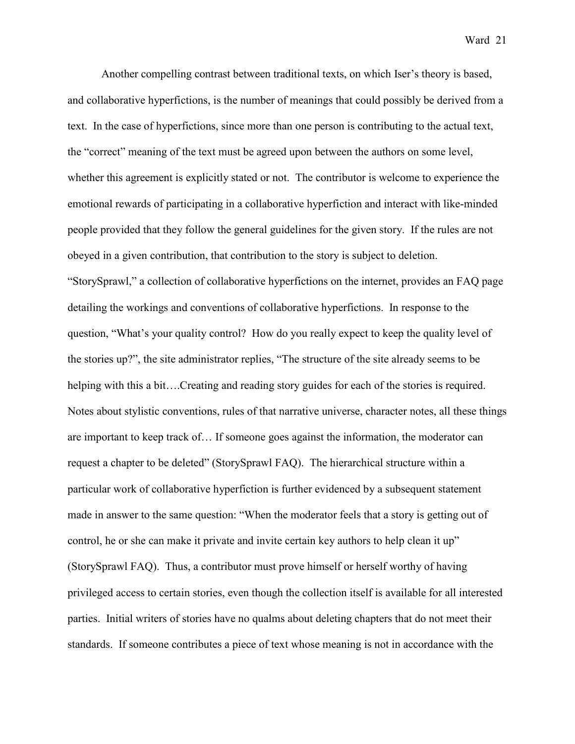Another compelling contrast between traditional texts, on which Iser's theory is based, and collaborative hyperfictions, is the number of meanings that could possibly be derived from a text. In the case of hyperfictions, since more than one person is contributing to the actual text, the "correct" meaning of the text must be agreed upon between the authors on some level, whether this agreement is explicitly stated or not. The contributor is welcome to experience the emotional rewards of participating in a collaborative hyperfiction and interact with like-minded people provided that they follow the general guidelines for the given story. If the rules are not obeyed in a given contribution, that contribution to the story is subject to deletion. "StorySprawl," a collection of collaborative hyperfictions on the internet, provides an FAQ page detailing the workings and conventions of collaborative hyperfictions. In response to the question, "What's your quality control? How do you really expect to keep the quality level of the stories up?", the site administrator replies, "The structure of the site already seems to be helping with this a bit….Creating and reading story guides for each of the stories is required. Notes about stylistic conventions, rules of that narrative universe, character notes, all these things are important to keep track of… If someone goes against the information, the moderator can request a chapter to be deleted" (StorySprawl FAQ). The hierarchical structure within a particular work of collaborative hyperfiction is further evidenced by a subsequent statement made in answer to the same question: "When the moderator feels that a story is getting out of control, he or she can make it private and invite certain key authors to help clean it up" (StorySprawl FAQ). Thus, a contributor must prove himself or herself worthy of having privileged access to certain stories, even though the collection itself is available for all interested parties. Initial writers of stories have no qualms about deleting chapters that do not meet their standards. If someone contributes a piece of text whose meaning is not in accordance with the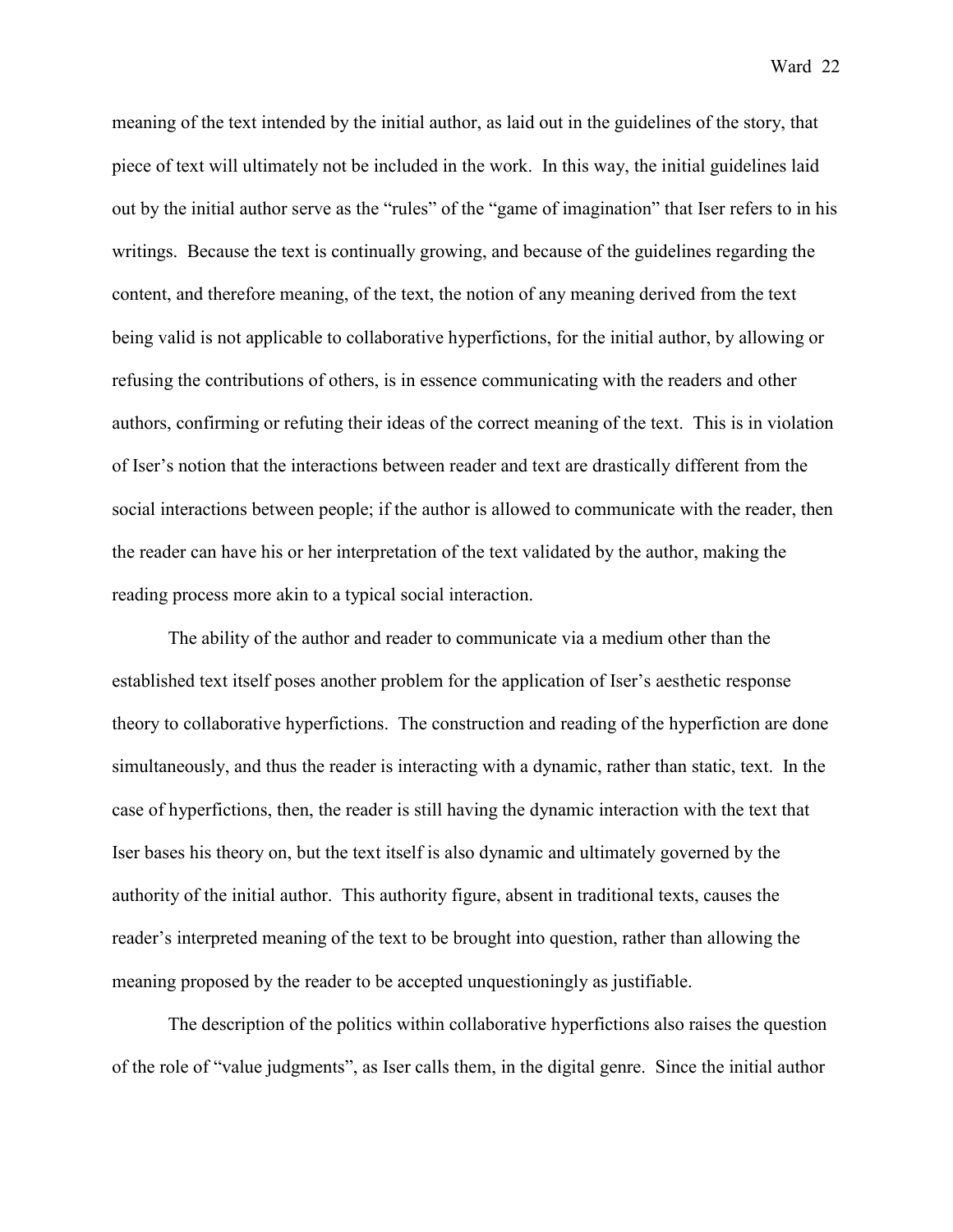meaning of the text intended by the initial author, as laid out in the guidelines of the story, that piece of text will ultimately not be included in the work. In this way, the initial guidelines laid out by the initial author serve as the "rules" of the "game of imagination" that Iser refers to in his writings. Because the text is continually growing, and because of the guidelines regarding the content, and therefore meaning, of the text, the notion of any meaning derived from the text being valid is not applicable to collaborative hyperfictions, for the initial author, by allowing or refusing the contributions of others, is in essence communicating with the readers and other authors, confirming or refuting their ideas of the correct meaning of the text. This is in violation of Iser's notion that the interactions between reader and text are drastically different from the social interactions between people; if the author is allowed to communicate with the reader, then the reader can have his or her interpretation of the text validated by the author, making the reading process more akin to a typical social interaction.

The ability of the author and reader to communicate via a medium other than the established text itself poses another problem for the application of Iser's aesthetic response theory to collaborative hyperfictions. The construction and reading of the hyperfiction are done simultaneously, and thus the reader is interacting with a dynamic, rather than static, text. In the case of hyperfictions, then, the reader is still having the dynamic interaction with the text that Iser bases his theory on, but the text itself is also dynamic and ultimately governed by the authority of the initial author. This authority figure, absent in traditional texts, causes the reader's interpreted meaning of the text to be brought into question, rather than allowing the meaning proposed by the reader to be accepted unquestioningly as justifiable.

The description of the politics within collaborative hyperfictions also raises the question of the role of "value judgments", as Iser calls them, in the digital genre. Since the initial author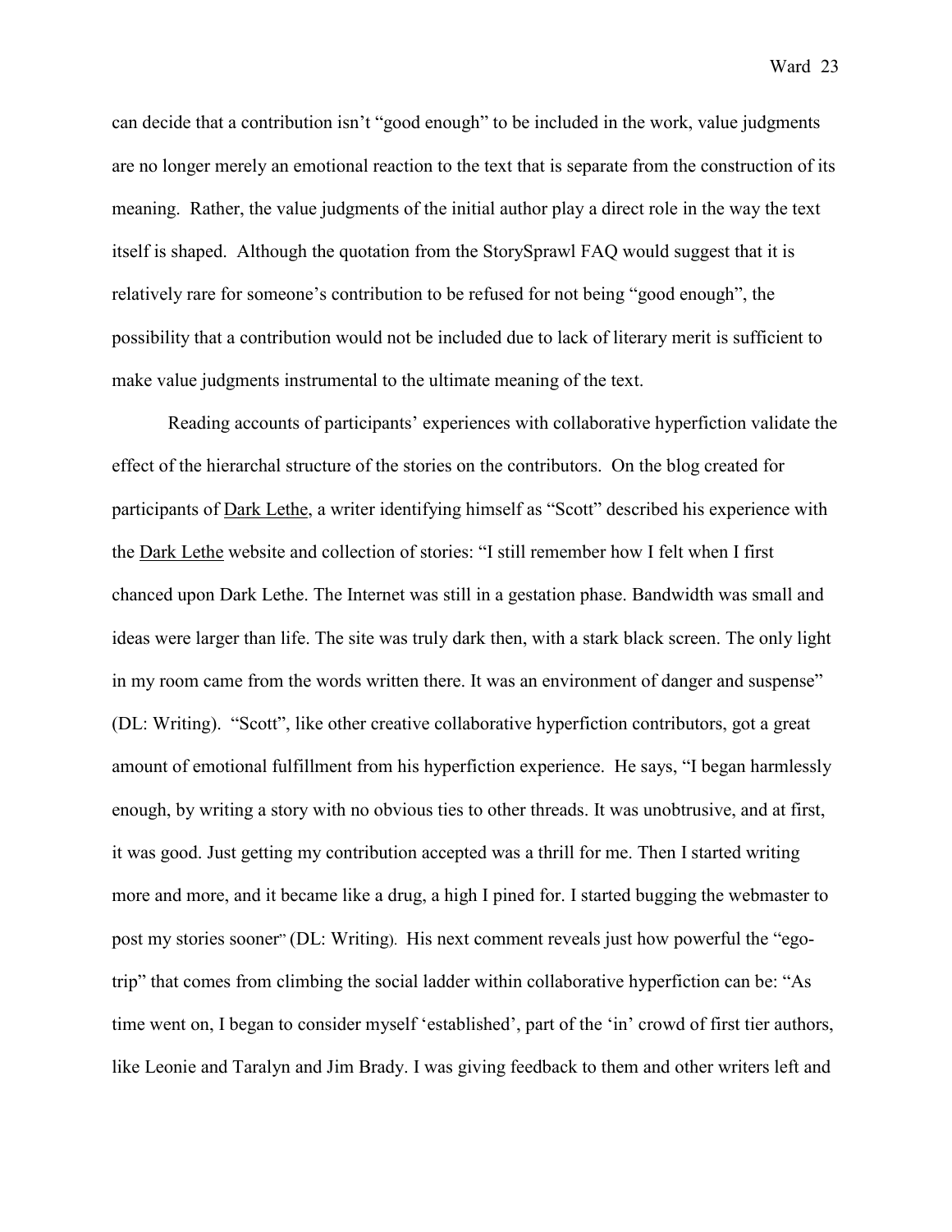can decide that a contribution isn't "good enough" to be included in the work, value judgments are no longer merely an emotional reaction to the text that is separate from the construction of its meaning. Rather, the value judgments of the initial author play a direct role in the way the text itself is shaped. Although the quotation from the StorySprawl FAQ would suggest that it is relatively rare for someone's contribution to be refused for not being "good enough", the possibility that a contribution would not be included due to lack of literary merit is sufficient to make value judgments instrumental to the ultimate meaning of the text.

Reading accounts of participants' experiences with collaborative hyperfiction validate the effect of the hierarchal structure of the stories on the contributors. On the blog created for participants of Dark Lethe, a writer identifying himself as "Scott" described his experience with the Dark Lethe website and collection of stories: "I still remember how I felt when I first chanced upon Dark Lethe. The Internet was still in a gestation phase. Bandwidth was small and ideas were larger than life. The site was truly dark then, with a stark black screen. The only light in my room came from the words written there. It was an environment of danger and suspense" (DL: Writing). "Scott", like other creative collaborative hyperfiction contributors, got a great amount of emotional fulfillment from his hyperfiction experience. He says, "I began harmlessly enough, by writing a story with no obvious ties to other threads. It was unobtrusive, and at first, it was good. Just getting my contribution accepted was a thrill for me. Then I started writing more and more, and it became like a drug, a high I pined for. I started bugging the webmaster to post my stories sooner" (DL: Writing). His next comment reveals just how powerful the "ego-trip" that comes from climbing the social ladder within collaborative hyperfiction can be: "As time went on, I began to consider myself 'established', part of the 'in' crowd of first tier authors, like Leonie and Taralyn and Jim Brady. I was giving feedback to them and other writers left and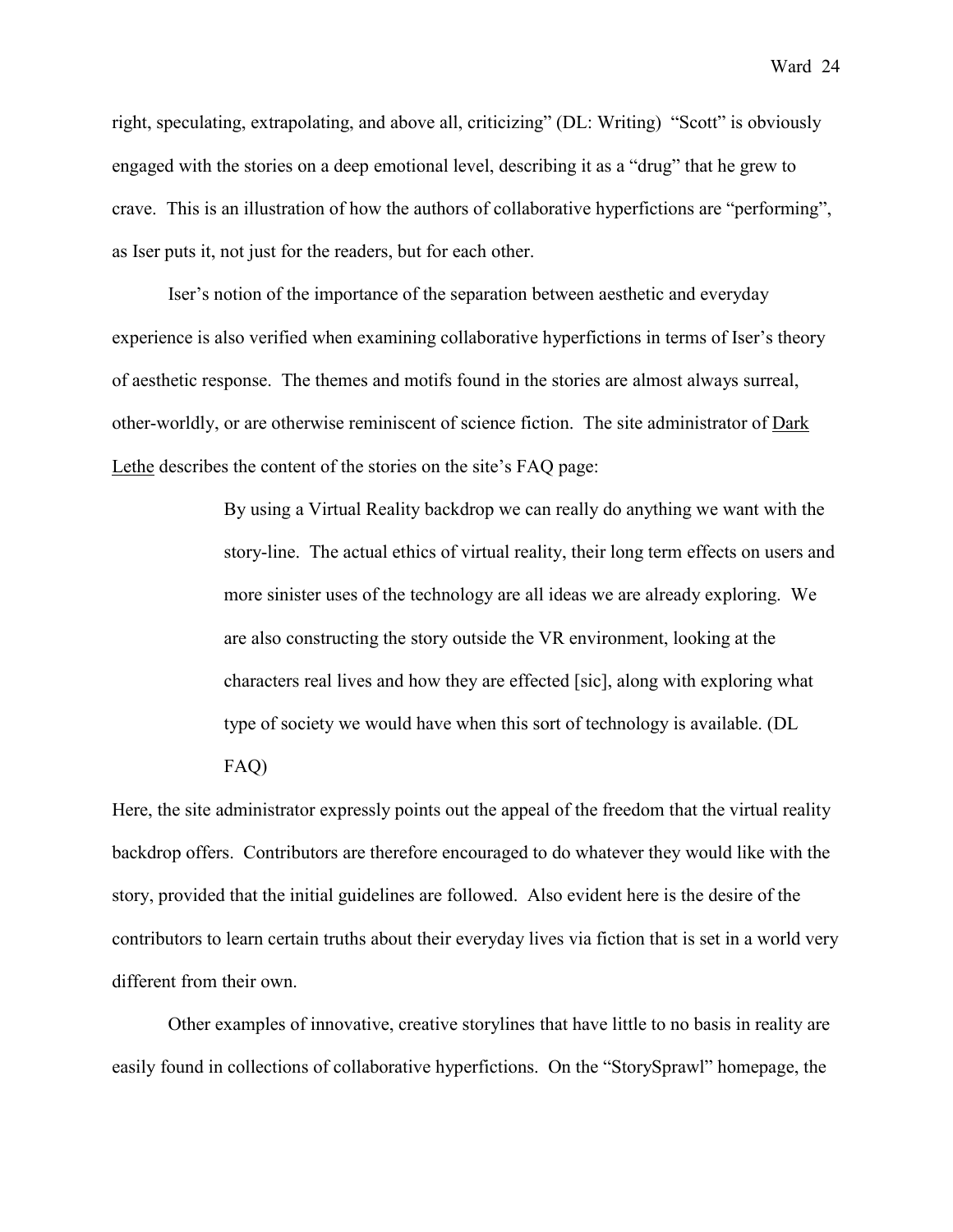right, speculating, extrapolating, and above all, criticizing" (DL: Writing) "Scott" is obviously engaged with the stories on a deep emotional level, describing it as a "drug" that he grew to crave. This is an illustration of how the authors of collaborative hyperfictions are "performing", as Iser puts it, not just for the readers, but for each other.

Iser's notion of the importance of the separation between aesthetic and everyday experience is also verified when examining collaborative hyperfictions in terms of Iser's theory of aesthetic response. The themes and motifs found in the stories are almost always surreal, other-worldly, or are otherwise reminiscent of science fiction. The site administrator of Dark Lethe describes the content of the stories on the site's FAQ page:

> By using a Virtual Reality backdrop we can really do anything we want with the story-line. The actual ethics of virtual reality, their long term effects on users and more sinister uses of the technology are all ideas we are already exploring. We are also constructing the story outside the VR environment, looking at the characters real lives and how they are effected [sic], along with exploring what type of society we would have when this sort of technology is available. (DL FAQ)

Here, the site administrator expressly points out the appeal of the freedom that the virtual reality backdrop offers. Contributors are therefore encouraged to do whatever they would like with the story, provided that the initial guidelines are followed. Also evident here is the desire of the contributors to learn certain truths about their everyday lives via fiction that is set in a world very different from their own.

Other examples of innovative, creative storylines that have little to no basis in reality are easily found in collections of collaborative hyperfictions. On the "StorySprawl" homepage, the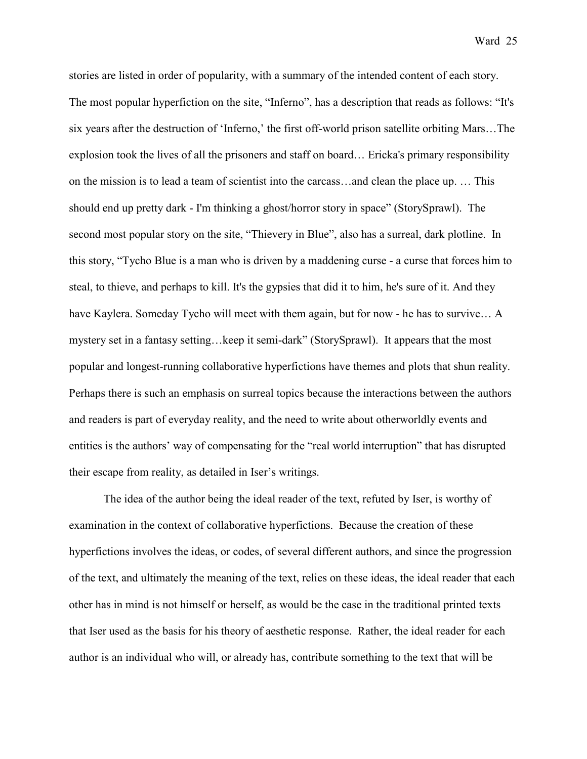stories are listed in order of popularity, with a summary of the intended content of each story. The most popular hyperfiction on the site, "Inferno", has a description that reads as follows: "It's six years after the destruction of 'Inferno,' the first off-world prison satellite orbiting Mars…The explosion took the lives of all the prisoners and staff on board… Ericka's primary responsibility on the mission is to lead a team of scientist into the carcass…and clean the place up. … This should end up pretty dark - I'm thinking a ghost/horror story in space" (StorySprawl). The second most popular story on the site, "Thievery in Blue", also has a surreal, dark plotline. In this story, "Tycho Blue is a man who is driven by a maddening curse - a curse that forces him to steal, to thieve, and perhaps to kill. It's the gypsies that did it to him, he's sure of it. And they have Kaylera. Someday Tycho will meet with them again, but for now - he has to survive… A mystery set in a fantasy setting…keep it semi-dark" (StorySprawl). It appears that the most popular and longest-running collaborative hyperfictions have themes and plots that shun reality. Perhaps there is such an emphasis on surreal topics because the interactions between the authors and readers is part of everyday reality, and the need to write about otherworldly events and entities is the authors' way of compensating for the "real world interruption" that has disrupted their escape from reality, as detailed in Iser's writings.

The idea of the author being the ideal reader of the text, refuted by Iser, is worthy of examination in the context of collaborative hyperfictions. Because the creation of these hyperfictions involves the ideas, or codes, of several different authors, and since the progression of the text, and ultimately the meaning of the text, relies on these ideas, the ideal reader that each other has in mind is not himself or herself, as would be the case in the traditional printed texts that Iser used as the basis for his theory of aesthetic response. Rather, the ideal reader for each author is an individual who will, or already has, contribute something to the text that will be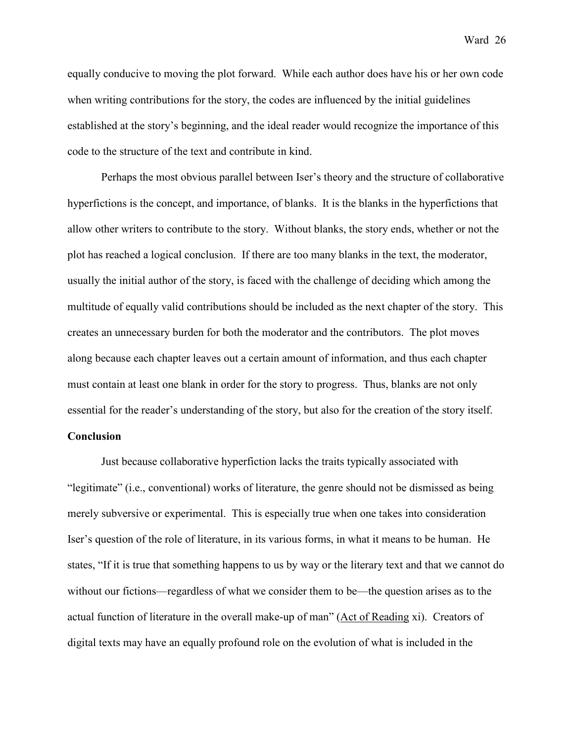equally conducive to moving the plot forward. While each author does have his or her own code when writing contributions for the story, the codes are influenced by the initial guidelines established at the story's beginning, and the ideal reader would recognize the importance of this code to the structure of the text and contribute in kind.

Perhaps the most obvious parallel between Iser's theory and the structure of collaborative hyperfictions is the concept, and importance, of blanks. It is the blanks in the hyperfictions that allow other writers to contribute to the story. Without blanks, the story ends, whether or not the plot has reached a logical conclusion. If there are too many blanks in the text, the moderator, usually the initial author of the story, is faced with the challenge of deciding which among the multitude of equally valid contributions should be included as the next chapter of the story. This creates an unnecessary burden for both the moderator and the contributors. The plot moves along because each chapter leaves out a certain amount of information, and thus each chapter must contain at least one blank in order for the story to progress. Thus, blanks are not only essential for the reader's understanding of the story, but also for the creation of the story itself.

**Conclusion**

Just because collaborative hyperfiction lacks the traits typically associated with "legitimate" (i.e., conventional) works of literature, the genre should not be dismissed as being merely subversive or experimental. This is especially true when one takes into consideration Iser's question of the role of literature, in its various forms, in what it means to be human. He states, "If it is true that something happens to us by way or the literary text and that we cannot do without our fictions—regardless of what we consider them to be—the question arises as to the actual function of literature in the overall make-up of man" (<u>Act of Reading</u> xi). Creators of digital texts may have an equally profound role on the evolution of what is included in the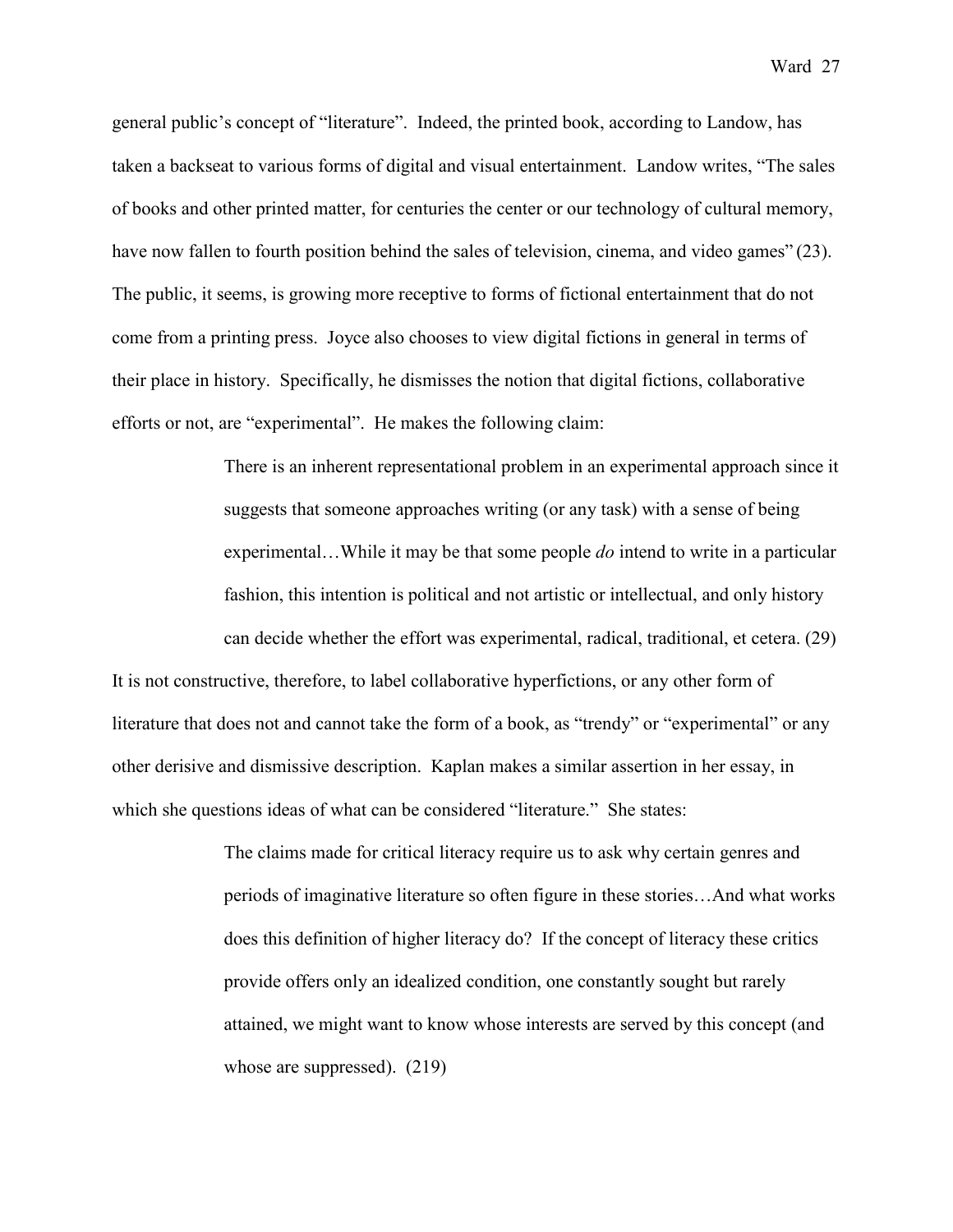general public's concept of "literature". Indeed, the printed book, according to Landow, has taken a backseat to various forms of digital and visual entertainment. Landow writes, "The sales of books and other printed matter, for centuries the center or our technology of cultural memory, have now fallen to fourth position behind the sales of television, cinema, and video games" (23). The public, it seems, is growing more receptive to forms of fictional entertainment that do not come from a printing press. Joyce also chooses to view digital fictions in general in terms of their place in history. Specifically, he dismisses the notion that digital fictions, collaborative efforts or not, are "experimental". He makes the following claim:

> There is an inherent representational problem in an experimental approach since it suggests that someone approaches writing (or any task) with a sense of being experimental…While it may be that some people *do* intend to write in a particular fashion, this intention is political and not artistic or intellectual, and only history can decide whether the effort was experimental, radical, traditional, et cetera. (29)

It is not constructive, therefore, to label collaborative hyperfictions, or any other form of literature that does not and cannot take the form of a book, as "trendy" or "experimental" or any other derisive and dismissive description. Kaplan makes a similar assertion in her essay, in which she questions ideas of what can be considered "literature." She states:

> The claims made for critical literacy require us to ask why certain genres and periods of imaginative literature so often figure in these stories…And what works does this definition of higher literacy do? If the concept of literacy these critics provide offers only an idealized condition, one constantly sought but rarely attained, we might want to know whose interests are served by this concept (and whose are suppressed). (219)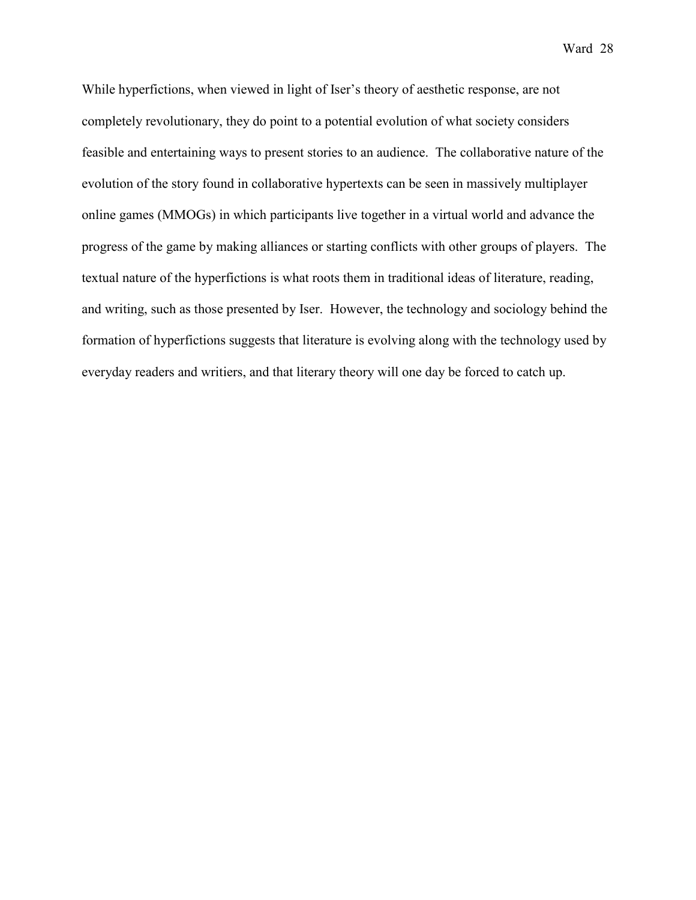While hyperfictions, when viewed in light of Iser's theory of aesthetic response, are not completely revolutionary, they do point to a potential evolution of what society considers feasible and entertaining ways to present stories to an audience. The collaborative nature of the evolution of the story found in collaborative hypertexts can be seen in massively multiplayer online games (MMOGs) in which participants live together in a virtual world and advance the progress of the game by making alliances or starting conflicts with other groups of players. The textual nature of the hyperfictions is what roots them in traditional ideas of literature, reading, and writing, such as those presented by Iser. However, the technology and sociology behind the formation of hyperfictions suggests that literature is evolving along with the technology used by everyday readers and writiers, and that literary theory will one day be forced to catch up.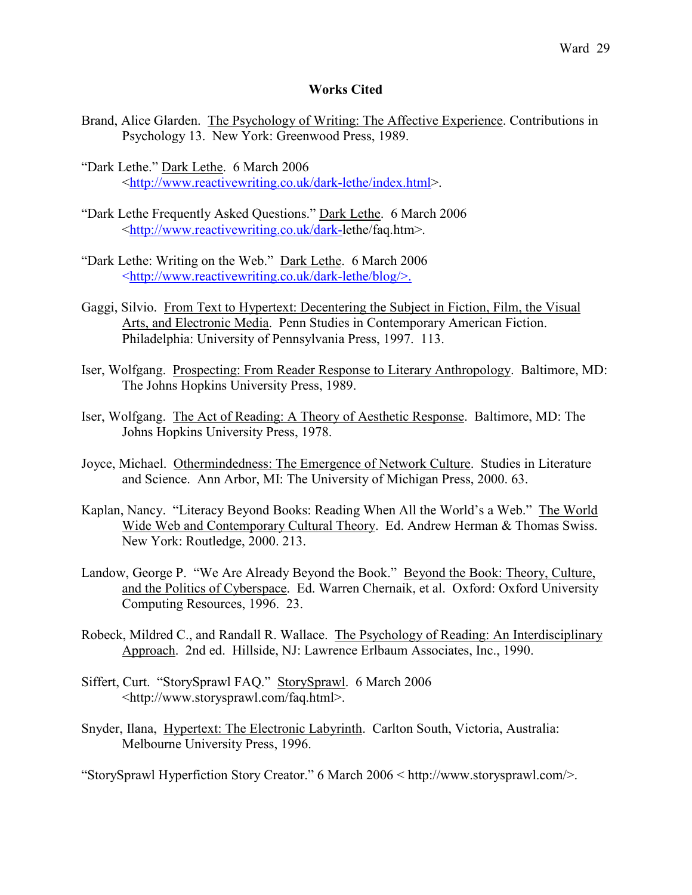# Works Cited

Brand, Alice Glarden. The Psychology of Writing: The Affective Experience. Contributions in Psychology 13. New York: Greenwood Press, 1989.

"Dark Lethe." Dark Lethe. 6 March 2006 <http://www.reactivewriting.co.uk/dark-lethe/index.html>.

"Dark Lethe Frequently Asked Questions." Dark Lethe. 6 March 2006 <http://www.reactivewriting.co.uk/dark-lethe/faq.htm>.

"Dark Lethe: Writing on the Web." Dark Lethe. 6 March 2006 <http://www.reactivewriting.co.uk/dark-lethe/blog/>.

Gaggi, Silvio. From Text to Hypertext: Decentering the Subject in Fiction, Film, the Visual Arts, and Electronic Media. Penn Studies in Contemporary American Fiction. Philadelphia: University of Pennsylvania Press, 1997. 113.

Iser, Wolfgang. Prospecting: From Reader Response to Literary Anthropology. Baltimore, MD: The Johns Hopkins University Press, 1989.

Iser, Wolfgang. The Act of Reading: A Theory of Aesthetic Response. Baltimore, MD: The Johns Hopkins University Press, 1978.

Joyce, Michael. Othermindedness: The Emergence of Network Culture. Studies in Literature and Science. Ann Arbor, MI: The University of Michigan Press, 2000. 63.

Kaplan, Nancy. "Literacy Beyond Books: Reading When All the World's a Web." The World Wide Web and Contemporary Cultural Theory. Ed. Andrew Herman & Thomas Swiss. New York: Routledge, 2000. 213.

Landow, George P. "We Are Already Beyond the Book." Beyond the Book: Theory, Culture, and the Politics of Cyberspace. Ed. Warren Chernaik, et al. Oxford: Oxford University Computing Resources, 1996. 23.

Robeck, Mildred C., and Randall R. Wallace. The Psychology of Reading: An Interdisciplinary Approach. 2nd ed. Hillside, NJ: Lawrence Erlbaum Associates, Inc., 1990.

Siffert, Curt. "StorySprawl FAQ." StorySprawl. 6 March 2006 <http://www.storysprawl.com/faq.html>.

Snyder, Ilana, Hypertext: The Electronic Labyrinth. Carlton South, Victoria, Australia: Melbourne University Press, 1996.

"StorySprawl Hyperfiction Story Creator." 6 March 2006 < http://www.storysprawl.com/>.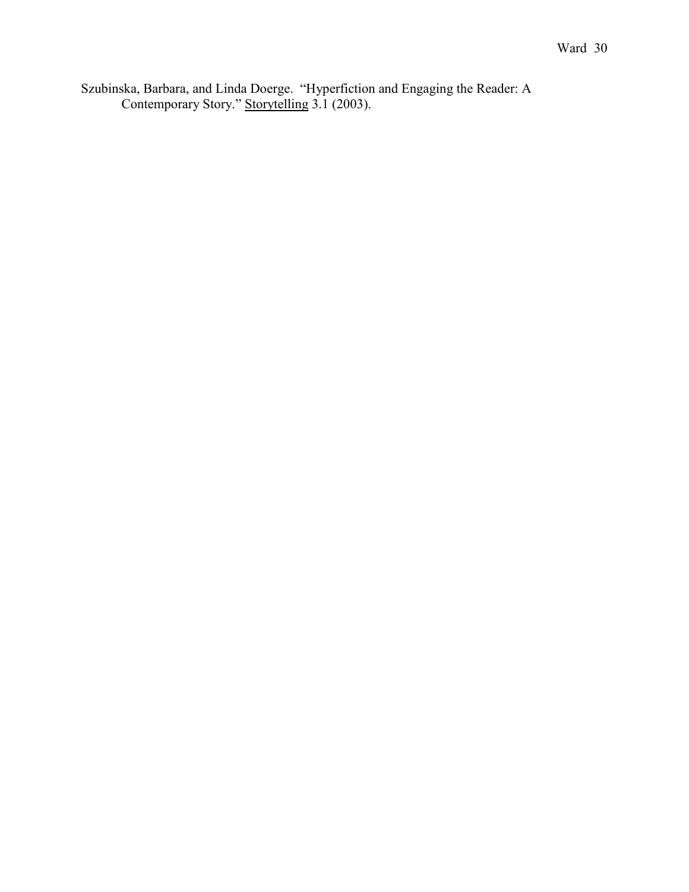Szubinska, Barbara, and Linda Doerge. "Hyperfiction and Engaging the Reader: A Contemporary Story." <u>Storytelling</u> 3.1 (2003).